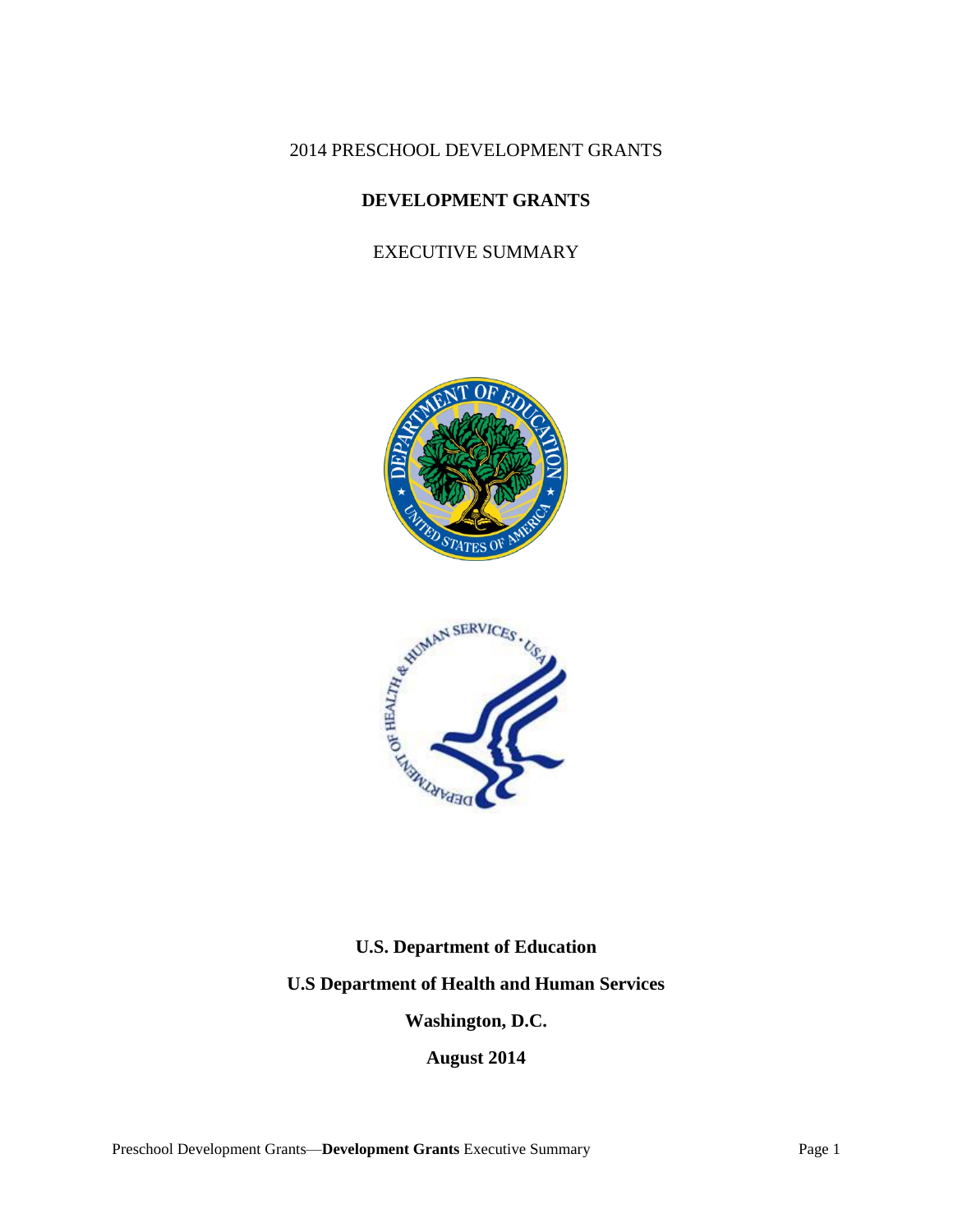2014 PRESCHOOL DEVELOPMENT GRANTS

# DEVELOPMENT GRANTS

EXECUTIVE SUMMARY

**U.S. Department of Education**

**U.S Department of Health and Human Services**

**Washington, D.C.**

**August 2014**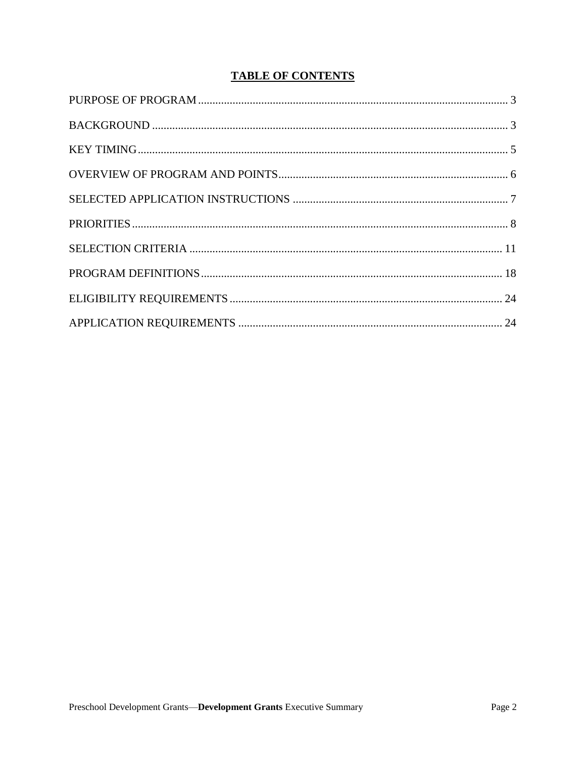# TABLE OF CONTENTS

PURPOSE OF PROGRAM ........................................................................................................... 3

BACKGROUND ........................................................................................................................... 3

KEY TIMING ............................................................................................................................... 5

OVERVIEW OF PROGRAM AND POINTS ............................................................................... 6

SELECTED APPLICATION INSTRUCTIONS .......................................................................... 7

PRIORITIES .................................................................................................................................. 8

SELECTION CRITERIA ............................................................................................................ 11

PROGRAM DEFINITIONS ........................................................................................................ 18

ELIGIBILITY REQUIREMENTS .............................................................................................. 24

APPLICATION REQUIREMENTS ............................................................................................ 24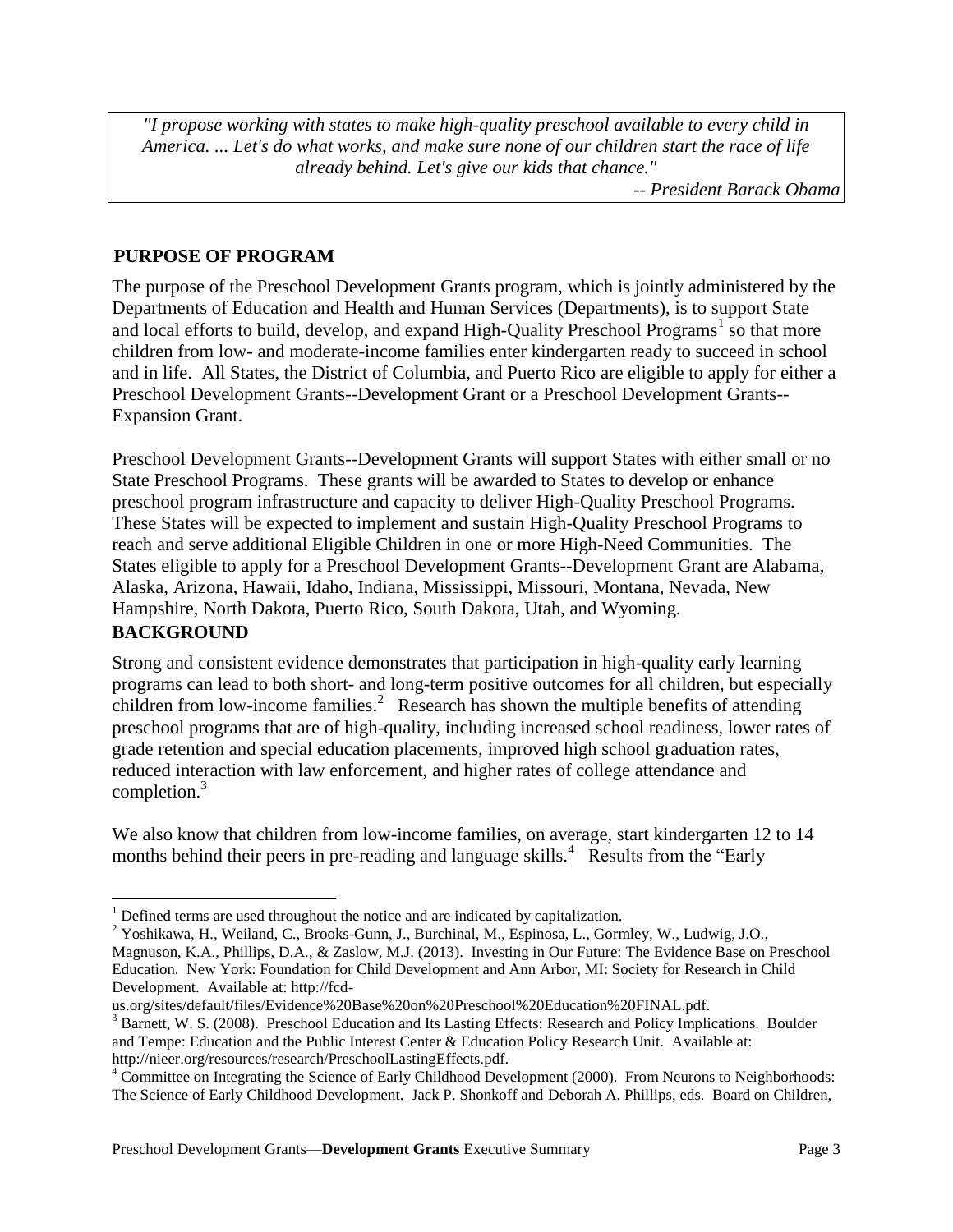> *"I propose working with states to make high-quality preschool available to every child in America. ... Let's do what works, and make sure none of our children start the race of life already behind. Let's give our kids that chance."*
>
> *-- President Barack Obama*

## PURPOSE OF PROGRAM

The purpose of the Preschool Development Grants program, which is jointly administered by the Departments of Education and Health and Human Services (Departments), is to support State and local efforts to build, develop, and expand High-Quality Preschool Programs[1] so that more children from low- and moderate-income families enter kindergarten ready to succeed in school and in life. All States, the District of Columbia, and Puerto Rico are eligible to apply for either a Preschool Development Grants--Development Grant or a Preschool Development Grants--Expansion Grant.

Preschool Development Grants--Development Grants will support States with either small or no State Preschool Programs. These grants will be awarded to States to develop or enhance preschool program infrastructure and capacity to deliver High-Quality Preschool Programs. These States will be expected to implement and sustain High-Quality Preschool Programs to reach and serve additional Eligible Children in one or more High-Need Communities. The States eligible to apply for a Preschool Development Grants--Development Grant are Alabama, Alaska, Arizona, Hawaii, Idaho, Indiana, Mississippi, Missouri, Montana, Nevada, New Hampshire, North Dakota, Puerto Rico, South Dakota, Utah, and Wyoming.

## BACKGROUND

Strong and consistent evidence demonstrates that participation in high-quality early learning programs can lead to both short- and long-term positive outcomes for all children, but especially children from low-income families.[2] Research has shown the multiple benefits of attending preschool programs that are of high-quality, including increased school readiness, lower rates of grade retention and special education placements, improved high school graduation rates, reduced interaction with law enforcement, and higher rates of college attendance and completion.[3]

We also know that children from low-income families, on average, start kindergarten 12 to 14 months behind their peers in pre-reading and language skills.[4] Results from the "Early

---

[1] Defined terms are used throughout the notice and are indicated by capitalization.

[2] Yoshikawa, H., Weiland, C., Brooks-Gunn, J., Burchinal, M., Espinosa, L., Gormley, W., Ludwig, J.O., Magnuson, K.A., Phillips, D.A., & Zaslow, M.J. (2013). Investing in Our Future: The Evidence Base on Preschool Education. New York: Foundation for Child Development and Ann Arbor, MI: Society for Research in Child Development. Available at: http://fcd-us.org/sites/default/files/Evidence%20Base%20on%20Preschool%20Education%20FINAL.pdf.

[3] Barnett, W. S. (2008). Preschool Education and Its Lasting Effects: Research and Policy Implications. Boulder and Tempe: Education and the Public Interest Center & Education Policy Research Unit. Available at: http://nieer.org/resources/research/PreschoolLastingEffects.pdf.

[4] Committee on Integrating the Science of Early Childhood Development (2000). From Neurons to Neighborhoods: The Science of Early Childhood Development. Jack P. Shonkoff and Deborah A. Phillips, eds. Board on Children,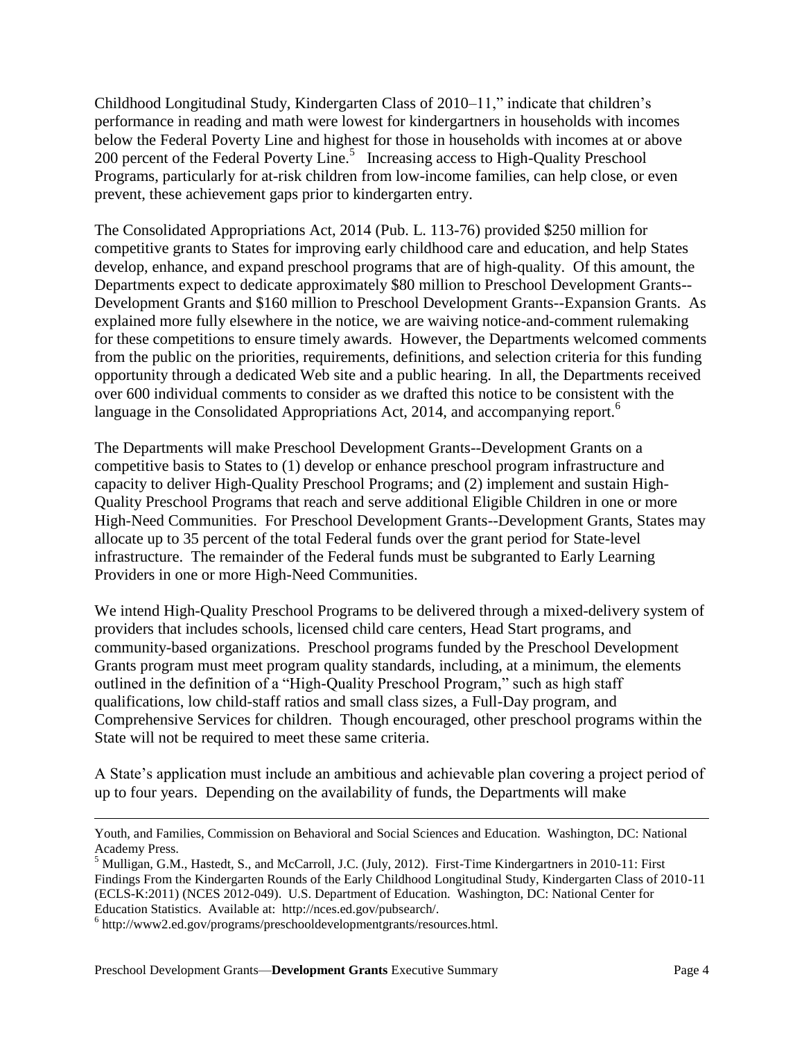Childhood Longitudinal Study, Kindergarten Class of 2010–11," indicate that children's performance in reading and math were lowest for kindergartners in households with incomes below the Federal Poverty Line and highest for those in households with incomes at or above 200 percent of the Federal Poverty Line.[5] Increasing access to High-Quality Preschool Programs, particularly for at-risk children from low-income families, can help close, or even prevent, these achievement gaps prior to kindergarten entry.

The Consolidated Appropriations Act, 2014 (Pub. L. 113-76) provided $250 million for competitive grants to States for improving early childhood care and education, and help States develop, enhance, and expand preschool programs that are of high-quality. Of this amount, the Departments expect to dedicate approximately $80 million to Preschool Development Grants--Development Grants and $160 million to Preschool Development Grants--Expansion Grants. As explained more fully elsewhere in the notice, we are waiving notice-and-comment rulemaking for these competitions to ensure timely awards. However, the Departments welcomed comments from the public on the priorities, requirements, definitions, and selection criteria for this funding opportunity through a dedicated Web site and a public hearing. In all, the Departments received over 600 individual comments to consider as we drafted this notice to be consistent with the language in the Consolidated Appropriations Act, 2014, and accompanying report.[6]

The Departments will make Preschool Development Grants--Development Grants on a competitive basis to States to (1) develop or enhance preschool program infrastructure and capacity to deliver High-Quality Preschool Programs; and (2) implement and sustain High-Quality Preschool Programs that reach and serve additional Eligible Children in one or more High-Need Communities. For Preschool Development Grants--Development Grants, States may allocate up to 35 percent of the total Federal funds over the grant period for State-level infrastructure. The remainder of the Federal funds must be subgranted to Early Learning Providers in one or more High-Need Communities.

We intend High-Quality Preschool Programs to be delivered through a mixed-delivery system of providers that includes schools, licensed child care centers, Head Start programs, and community-based organizations. Preschool programs funded by the Preschool Development Grants program must meet program quality standards, including, at a minimum, the elements outlined in the definition of a "High-Quality Preschool Program," such as high staff qualifications, low child-staff ratios and small class sizes, a Full-Day program, and Comprehensive Services for children. Though encouraged, other preschool programs within the State will not be required to meet these same criteria.

A State's application must include an ambitious and achievable plan covering a project period of up to four years. Depending on the availability of funds, the Departments will make

---

Youth, and Families, Commission on Behavioral and Social Sciences and Education. Washington, DC: National Academy Press.

[5] Mulligan, G.M., Hastedt, S., and McCarroll, J.C. (July, 2012). First-Time Kindergartners in 2010-11: First Findings From the Kindergarten Rounds of the Early Childhood Longitudinal Study, Kindergarten Class of 2010-11 (ECLS-K:2011) (NCES 2012-049). U.S. Department of Education. Washington, DC: National Center for Education Statistics. Available at: http://nces.ed.gov/pubsearch/.

[6] http://www2.ed.gov/programs/preschooldevelopmentgrants/resources.html.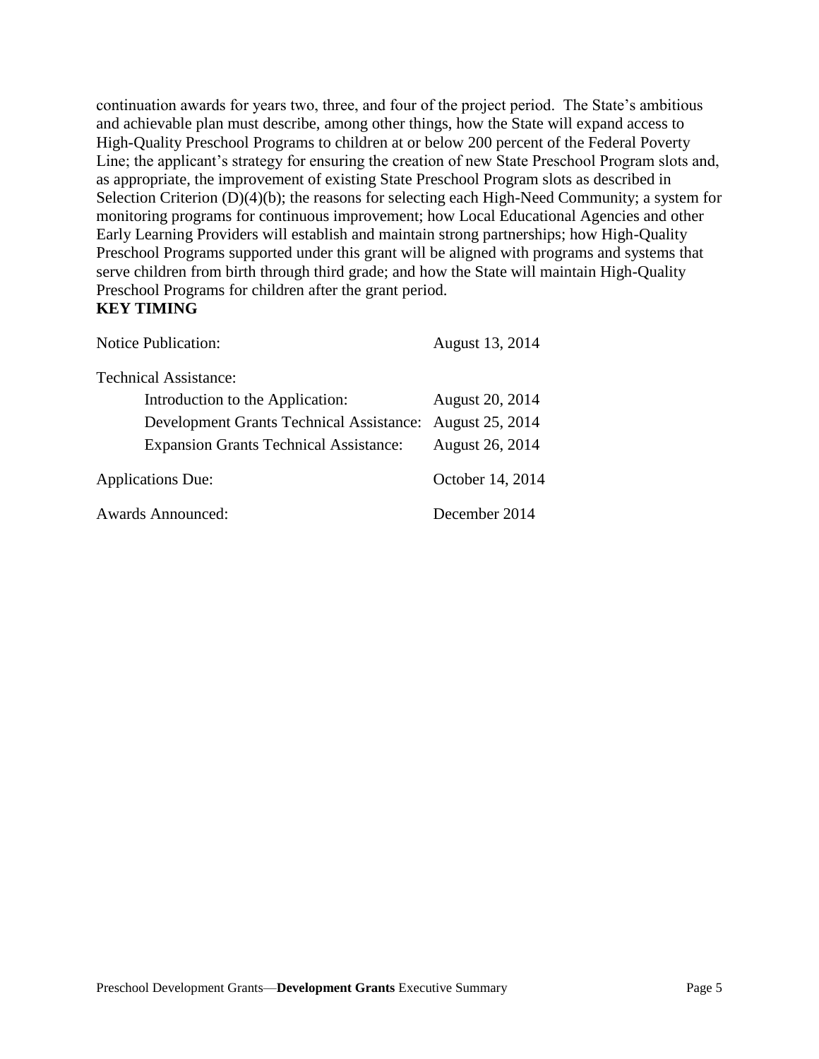continuation awards for years two, three, and four of the project period. The State's ambitious and achievable plan must describe, among other things, how the State will expand access to High-Quality Preschool Programs to children at or below 200 percent of the Federal Poverty Line; the applicant's strategy for ensuring the creation of new State Preschool Program slots and, as appropriate, the improvement of existing State Preschool Program slots as described in Selection Criterion (D)(4)(b); the reasons for selecting each High-Need Community; a system for monitoring programs for continuous improvement; how Local Educational Agencies and other Early Learning Providers will establish and maintain strong partnerships; how High-Quality Preschool Programs supported under this grant will be aligned with programs and systems that serve children from birth through third grade; and how the State will maintain High-Quality Preschool Programs for children after the grant period.

**KEY TIMING**

| | |
|---|---|
| Notice Publication: | August 13, 2014 |
| Technical Assistance: | |
| Introduction to the Application: | August 20, 2014 |
| Development Grants Technical Assistance: | August 25, 2014 |
| Expansion Grants Technical Assistance: | August 26, 2014 |
| Applications Due: | October 14, 2014 |
| Awards Announced: | December 2014 |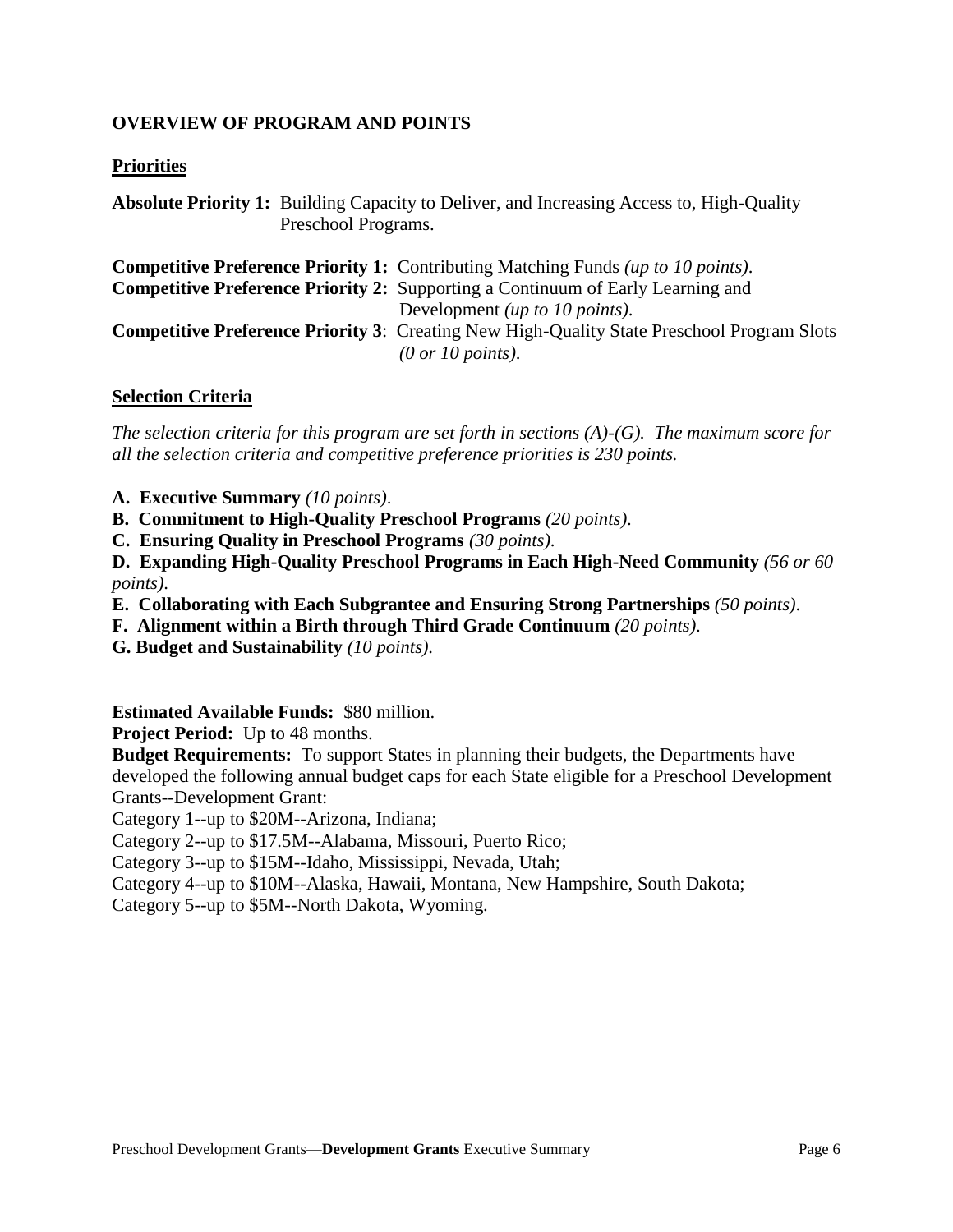## OVERVIEW OF PROGRAM AND POINTS

### Priorities

**Absolute Priority 1:** Building Capacity to Deliver, and Increasing Access to, High-Quality Preschool Programs.

**Competitive Preference Priority 1:** Contributing Matching Funds *(up to 10 points)*.
**Competitive Preference Priority 2:** Supporting a Continuum of Early Learning and Development *(up to 10 points)*.
**Competitive Preference Priority 3**: Creating New High-Quality State Preschool Program Slots *(0 or 10 points)*.

### Selection Criteria

*The selection criteria for this program are set forth in sections (A)-(G). The maximum score for all the selection criteria and competitive preference priorities is 230 points.*

**A. Executive Summary** *(10 points)*.
**B. Commitment to High-Quality Preschool Programs** *(20 points)*.
**C. Ensuring Quality in Preschool Programs** *(30 points)*.
**D. Expanding High-Quality Preschool Programs in Each High-Need Community** *(56 or 60 points)*.
**E. Collaborating with Each Subgrantee and Ensuring Strong Partnerships** *(50 points)*.
**F. Alignment within a Birth through Third Grade Continuum** *(20 points)*.
**G. Budget and Sustainability** *(10 points)*.

**Estimated Available Funds:** $80 million.
**Project Period:** Up to 48 months.
**Budget Requirements:** To support States in planning their budgets, the Departments have developed the following annual budget caps for each State eligible for a Preschool Development Grants--Development Grant:
Category 1--up to $20M--Arizona, Indiana;
Category 2--up to $17.5M--Alabama, Missouri, Puerto Rico;
Category 3--up to $15M--Idaho, Mississippi, Nevada, Utah;
Category 4--up to $10M--Alaska, Hawaii, Montana, New Hampshire, South Dakota;
Category 5--up to $5M--North Dakota, Wyoming.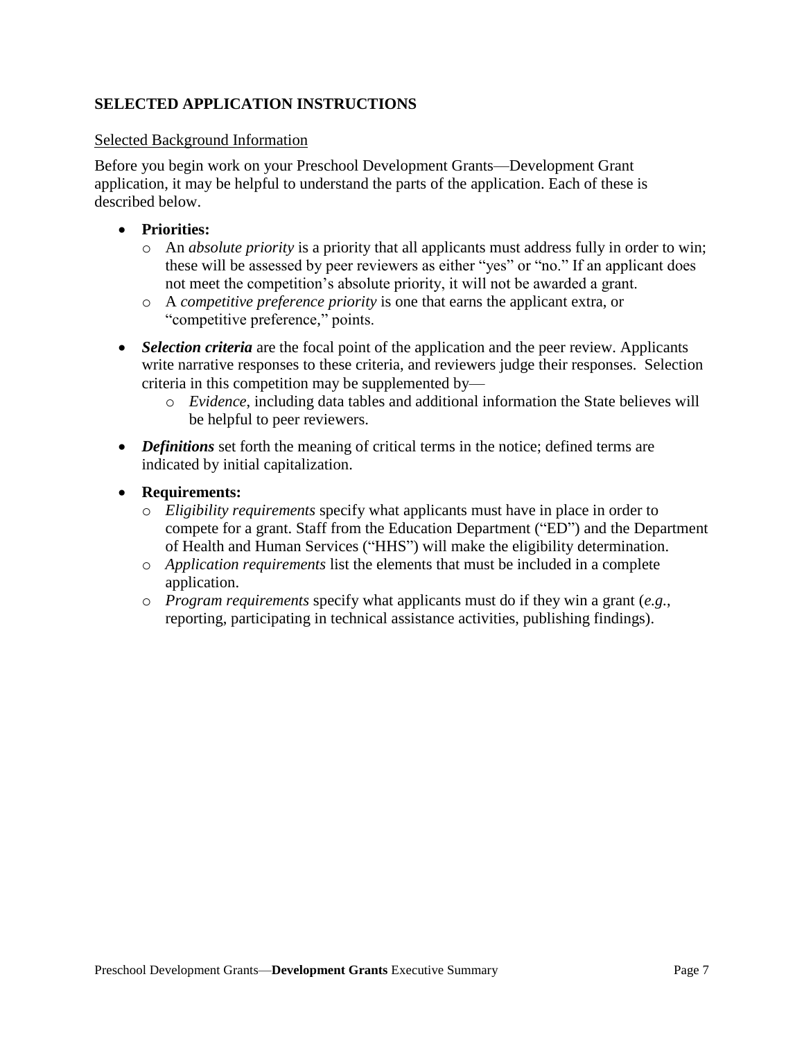## SELECTED APPLICATION INSTRUCTIONS

Selected Background Information

Before you begin work on your Preschool Development Grants—Development Grant application, it may be helpful to understand the parts of the application. Each of these is described below.

- **Priorities:**
  - An *absolute priority* is a priority that all applicants must address fully in order to win; these will be assessed by peer reviewers as either "yes" or "no." If an applicant does not meet the competition's absolute priority, it will not be awarded a grant.
  - A *competitive preference priority* is one that earns the applicant extra, or "competitive preference," points.
- ***Selection criteria*** are the focal point of the application and the peer review. Applicants write narrative responses to these criteria, and reviewers judge their responses. Selection criteria in this competition may be supplemented by—
  - *Evidence*, including data tables and additional information the State believes will be helpful to peer reviewers.
- ***Definitions*** set forth the meaning of critical terms in the notice; defined terms are indicated by initial capitalization.
- **Requirements:**
  - *Eligibility requirements* specify what applicants must have in place in order to compete for a grant. Staff from the Education Department ("ED") and the Department of Health and Human Services ("HHS") will make the eligibility determination.
  - *Application requirements* list the elements that must be included in a complete application.
  - *Program requirements* specify what applicants must do if they win a grant (*e.g.*, reporting, participating in technical assistance activities, publishing findings).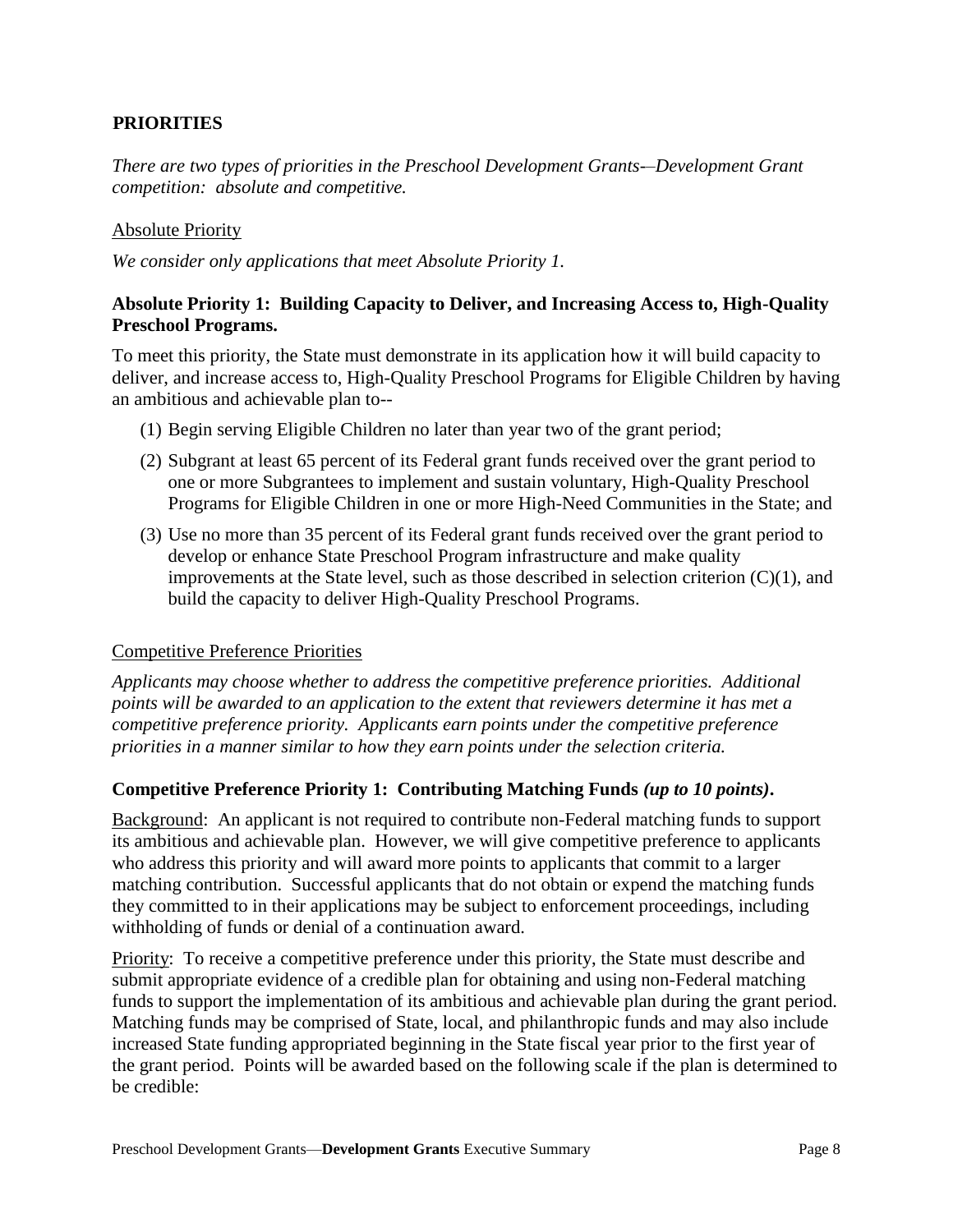## PRIORITIES

*There are two types of priorities in the Preschool Development Grants-–Development Grant competition: absolute and competitive.*

### Absolute Priority

*We consider only applications that meet Absolute Priority 1.*

**Absolute Priority 1: Building Capacity to Deliver, and Increasing Access to, High-Quality Preschool Programs.**

To meet this priority, the State must demonstrate in its application how it will build capacity to deliver, and increase access to, High-Quality Preschool Programs for Eligible Children by having an ambitious and achievable plan to--

(1) Begin serving Eligible Children no later than year two of the grant period;

(2) Subgrant at least 65 percent of its Federal grant funds received over the grant period to one or more Subgrantees to implement and sustain voluntary, High-Quality Preschool Programs for Eligible Children in one or more High-Need Communities in the State; and

(3) Use no more than 35 percent of its Federal grant funds received over the grant period to develop or enhance State Preschool Program infrastructure and make quality improvements at the State level, such as those described in selection criterion (C)(1), and build the capacity to deliver High-Quality Preschool Programs.

### Competitive Preference Priorities

*Applicants may choose whether to address the competitive preference priorities. Additional points will be awarded to an application to the extent that reviewers determine it has met a competitive preference priority. Applicants earn points under the competitive preference priorities in a manner similar to how they earn points under the selection criteria.*

**Competitive Preference Priority 1: Contributing Matching Funds *(up to 10 points)*.**

Background: An applicant is not required to contribute non-Federal matching funds to support its ambitious and achievable plan. However, we will give competitive preference to applicants who address this priority and will award more points to applicants that commit to a larger matching contribution. Successful applicants that do not obtain or expend the matching funds they committed to in their applications may be subject to enforcement proceedings, including withholding of funds or denial of a continuation award.

Priority: To receive a competitive preference under this priority, the State must describe and submit appropriate evidence of a credible plan for obtaining and using non-Federal matching funds to support the implementation of its ambitious and achievable plan during the grant period. Matching funds may be comprised of State, local, and philanthropic funds and may also include increased State funding appropriated beginning in the State fiscal year prior to the first year of the grant period. Points will be awarded based on the following scale if the plan is determined to be credible: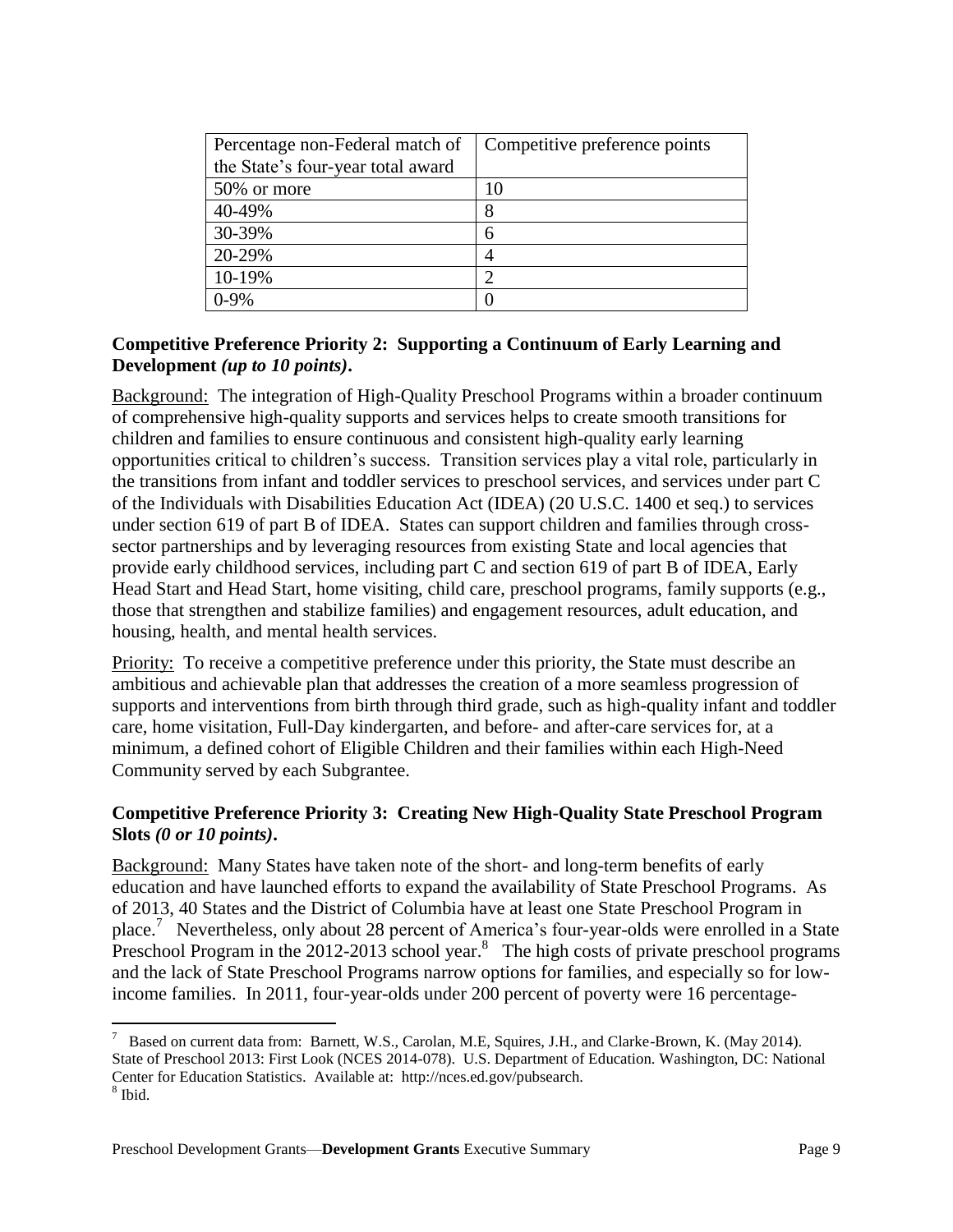| Percentage non-Federal match of the State's four-year total award | Competitive preference points |
|---|---|
| 50% or more | 10 |
| 40-49% | 8 |
| 30-39% | 6 |
| 20-29% | 4 |
| 10-19% | 2 |
| 0-9% | 0 |

**Competitive Preference Priority 2: Supporting a Continuum of Early Learning and Development *(up to 10 points)*.**

Background: The integration of High-Quality Preschool Programs within a broader continuum of comprehensive high-quality supports and services helps to create smooth transitions for children and families to ensure continuous and consistent high-quality early learning opportunities critical to children's success. Transition services play a vital role, particularly in the transitions from infant and toddler services to preschool services, and services under part C of the Individuals with Disabilities Education Act (IDEA) (20 U.S.C. 1400 et seq.) to services under section 619 of part B of IDEA. States can support children and families through cross-sector partnerships and by leveraging resources from existing State and local agencies that provide early childhood services, including part C and section 619 of part B of IDEA, Early Head Start and Head Start, home visiting, child care, preschool programs, family supports (e.g., those that strengthen and stabilize families) and engagement resources, adult education, and housing, health, and mental health services.

Priority: To receive a competitive preference under this priority, the State must describe an ambitious and achievable plan that addresses the creation of a more seamless progression of supports and interventions from birth through third grade, such as high-quality infant and toddler care, home visitation, Full-Day kindergarten, and before- and after-care services for, at a minimum, a defined cohort of Eligible Children and their families within each High-Need Community served by each Subgrantee.

**Competitive Preference Priority 3: Creating New High-Quality State Preschool Program Slots *(0 or 10 points)*.**

Background: Many States have taken note of the short- and long-term benefits of early education and have launched efforts to expand the availability of State Preschool Programs. As of 2013, 40 States and the District of Columbia have at least one State Preschool Program in place.[7] Nevertheless, only about 28 percent of America's four-year-olds were enrolled in a State Preschool Program in the 2012-2013 school year.[8] The high costs of private preschool programs and the lack of State Preschool Programs narrow options for families, and especially so for low-income families. In 2011, four-year-olds under 200 percent of poverty were 16 percentage-

[7] Based on current data from: Barnett, W.S., Carolan, M.E, Squires, J.H., and Clarke-Brown, K. (May 2014). State of Preschool 2013: First Look (NCES 2014-078). U.S. Department of Education. Washington, DC: National Center for Education Statistics. Available at: http://nces.ed.gov/pubsearch.

[8] Ibid.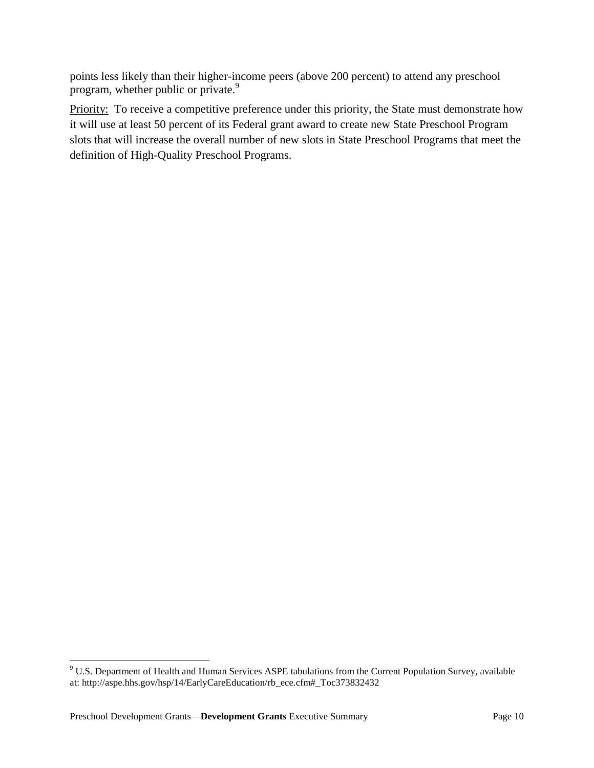points less likely than their higher-income peers (above 200 percent) to attend any preschool program, whether public or private.[9]

Priority: To receive a competitive preference under this priority, the State must demonstrate how it will use at least 50 percent of its Federal grant award to create new State Preschool Program slots that will increase the overall number of new slots in State Preschool Programs that meet the definition of High-Quality Preschool Programs.

[9] U.S. Department of Health and Human Services ASPE tabulations from the Current Population Survey, available at: http://aspe.hhs.gov/hsp/14/EarlyCareEducation/rb_ece.cfm#_Toc373832432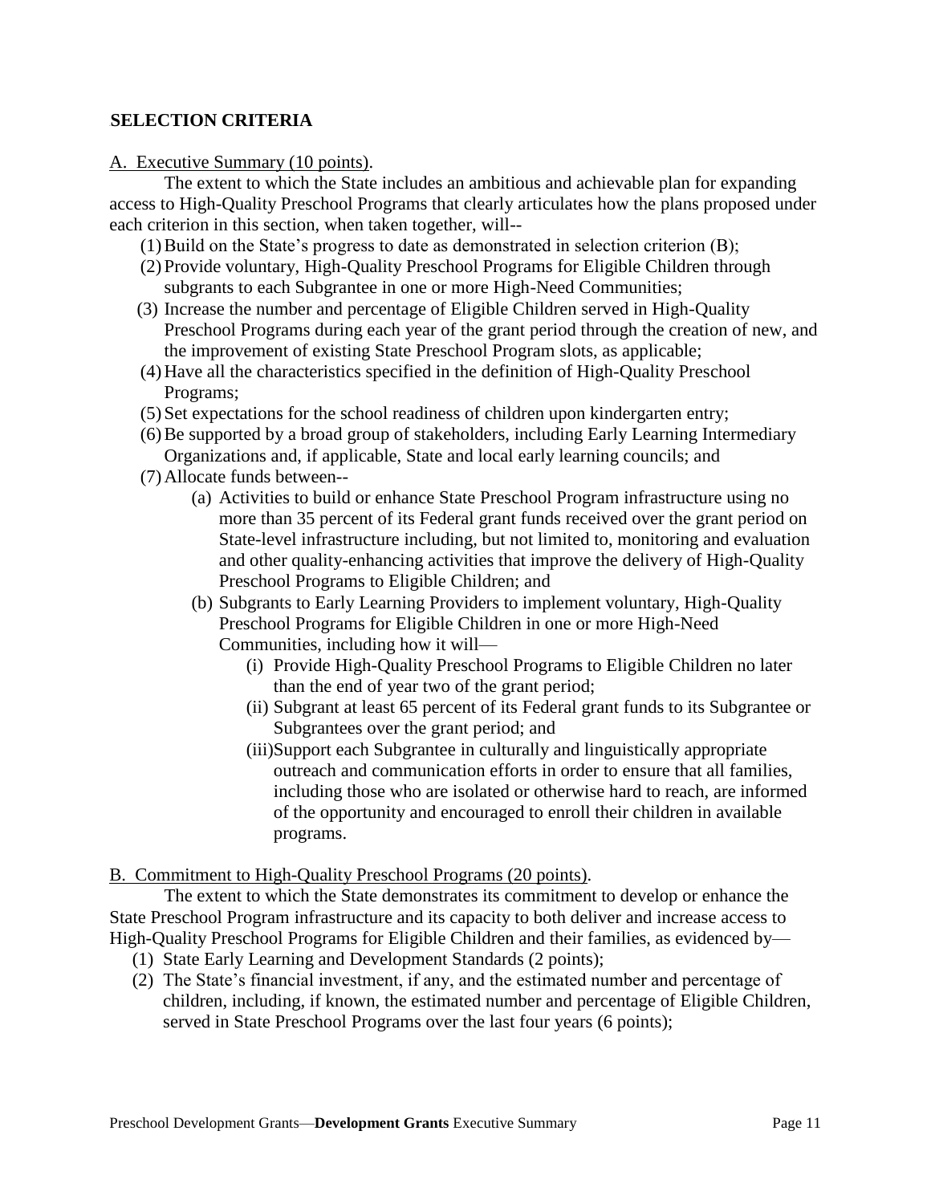## SELECTION CRITERIA

A. Executive Summary (10 points).

The extent to which the State includes an ambitious and achievable plan for expanding access to High-Quality Preschool Programs that clearly articulates how the plans proposed under each criterion in this section, when taken together, will--

(1) Build on the State's progress to date as demonstrated in selection criterion (B);

(2) Provide voluntary, High-Quality Preschool Programs for Eligible Children through subgrants to each Subgrantee in one or more High-Need Communities;

(3) Increase the number and percentage of Eligible Children served in High-Quality Preschool Programs during each year of the grant period through the creation of new, and the improvement of existing State Preschool Program slots, as applicable;

(4) Have all the characteristics specified in the definition of High-Quality Preschool Programs;

(5) Set expectations for the school readiness of children upon kindergarten entry;

(6) Be supported by a broad group of stakeholders, including Early Learning Intermediary Organizations and, if applicable, State and local early learning councils; and

(7) Allocate funds between--

  (a) Activities to build or enhance State Preschool Program infrastructure using no more than 35 percent of its Federal grant funds received over the grant period on State-level infrastructure including, but not limited to, monitoring and evaluation and other quality-enhancing activities that improve the delivery of High-Quality Preschool Programs to Eligible Children; and

  (b) Subgrants to Early Learning Providers to implement voluntary, High-Quality Preschool Programs for Eligible Children in one or more High-Need Communities, including how it will—

    (i) Provide High-Quality Preschool Programs to Eligible Children no later than the end of year two of the grant period;

    (ii) Subgrant at least 65 percent of its Federal grant funds to its Subgrantee or Subgrantees over the grant period; and

    (iii) Support each Subgrantee in culturally and linguistically appropriate outreach and communication efforts in order to ensure that all families, including those who are isolated or otherwise hard to reach, are informed of the opportunity and encouraged to enroll their children in available programs.

B. Commitment to High-Quality Preschool Programs (20 points).

The extent to which the State demonstrates its commitment to develop or enhance the State Preschool Program infrastructure and its capacity to both deliver and increase access to High-Quality Preschool Programs for Eligible Children and their families, as evidenced by—

(1) State Early Learning and Development Standards (2 points);

(2) The State's financial investment, if any, and the estimated number and percentage of children, including, if known, the estimated number and percentage of Eligible Children, served in State Preschool Programs over the last four years (6 points);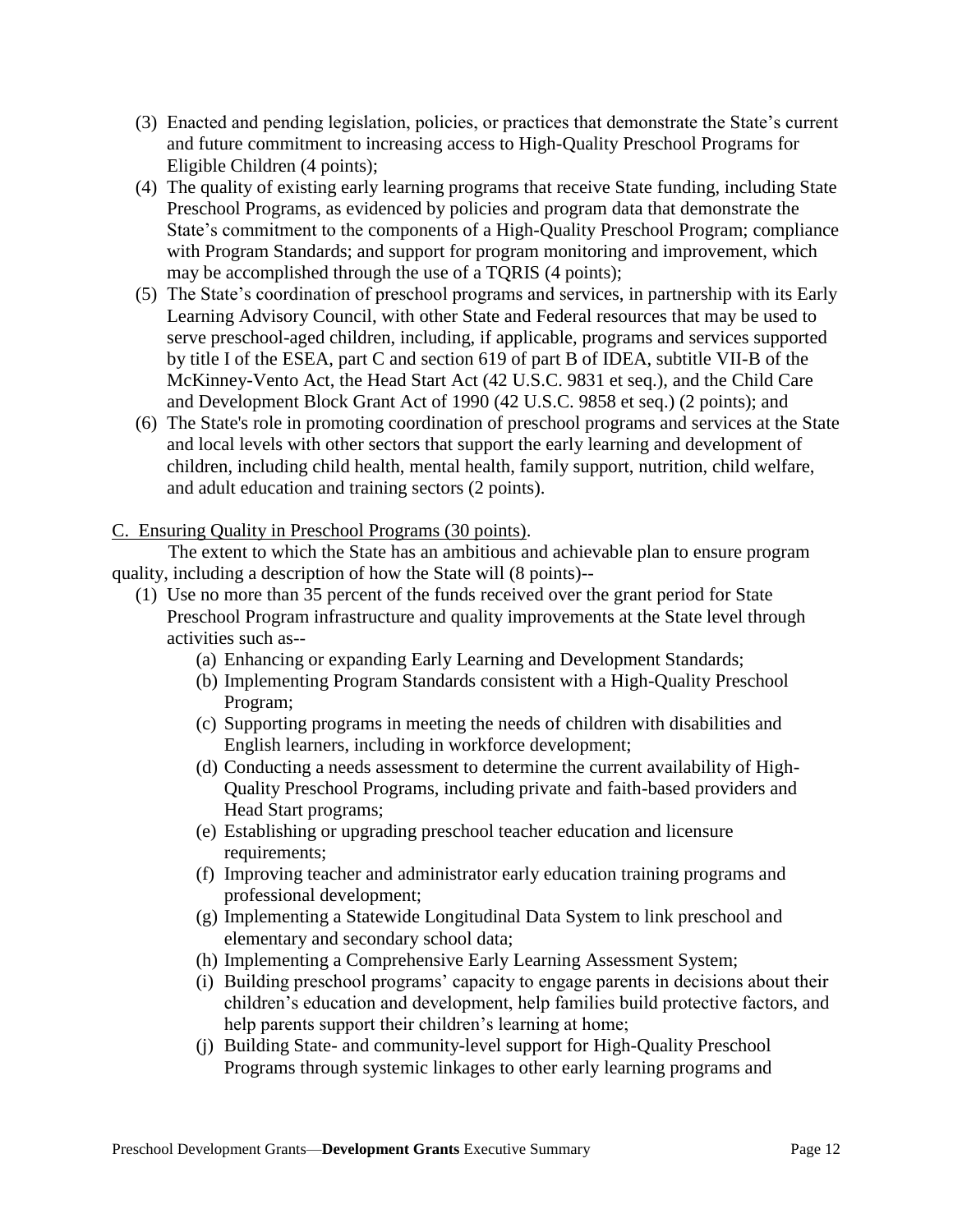(3) Enacted and pending legislation, policies, or practices that demonstrate the State's current and future commitment to increasing access to High-Quality Preschool Programs for Eligible Children (4 points);

(4) The quality of existing early learning programs that receive State funding, including State Preschool Programs, as evidenced by policies and program data that demonstrate the State's commitment to the components of a High-Quality Preschool Program; compliance with Program Standards; and support for program monitoring and improvement, which may be accomplished through the use of a TQRIS (4 points);

(5) The State's coordination of preschool programs and services, in partnership with its Early Learning Advisory Council, with other State and Federal resources that may be used to serve preschool-aged children, including, if applicable, programs and services supported by title I of the ESEA, part C and section 619 of part B of IDEA, subtitle VII-B of the McKinney-Vento Act, the Head Start Act (42 U.S.C. 9831 et seq.), and the Child Care and Development Block Grant Act of 1990 (42 U.S.C. 9858 et seq.) (2 points); and

(6) The State's role in promoting coordination of preschool programs and services at the State and local levels with other sectors that support the early learning and development of children, including child health, mental health, family support, nutrition, child welfare, and adult education and training sectors (2 points).

C. Ensuring Quality in Preschool Programs (30 points).

The extent to which the State has an ambitious and achievable plan to ensure program quality, including a description of how the State will (8 points)--

(1) Use no more than 35 percent of the funds received over the grant period for State Preschool Program infrastructure and quality improvements at the State level through activities such as--

- (a) Enhancing or expanding Early Learning and Development Standards;
- (b) Implementing Program Standards consistent with a High-Quality Preschool Program;
- (c) Supporting programs in meeting the needs of children with disabilities and English learners, including in workforce development;
- (d) Conducting a needs assessment to determine the current availability of High-Quality Preschool Programs, including private and faith-based providers and Head Start programs;
- (e) Establishing or upgrading preschool teacher education and licensure requirements;
- (f) Improving teacher and administrator early education training programs and professional development;
- (g) Implementing a Statewide Longitudinal Data System to link preschool and elementary and secondary school data;
- (h) Implementing a Comprehensive Early Learning Assessment System;
- (i) Building preschool programs' capacity to engage parents in decisions about their children's education and development, help families build protective factors, and help parents support their children's learning at home;
- (j) Building State- and community-level support for High-Quality Preschool Programs through systemic linkages to other early learning programs and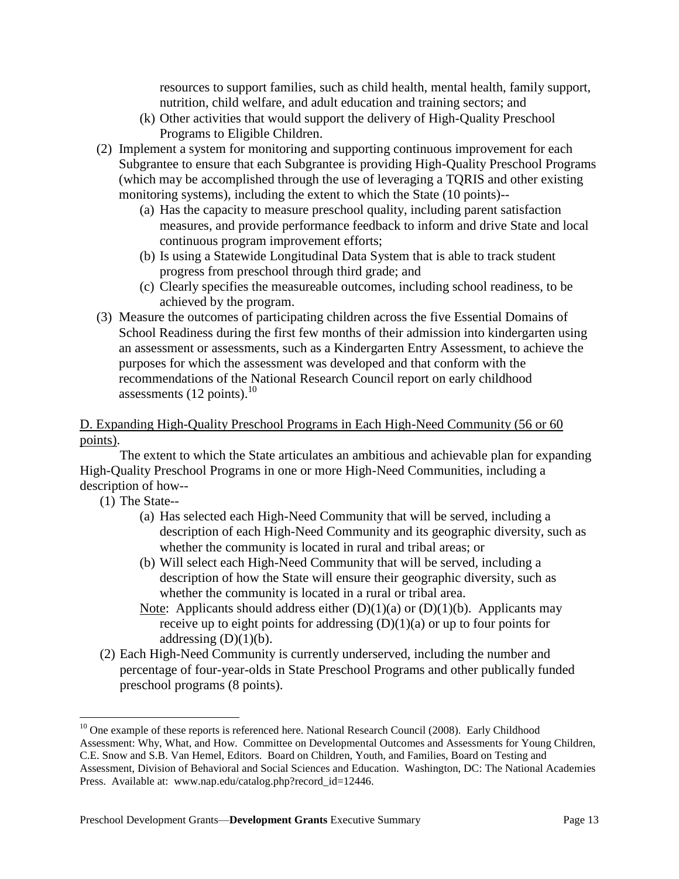resources to support families, such as child health, mental health, family support, nutrition, child welfare, and adult education and training sectors; and

(k) Other activities that would support the delivery of High-Quality Preschool Programs to Eligible Children.

(2) Implement a system for monitoring and supporting continuous improvement for each Subgrantee to ensure that each Subgrantee is providing High-Quality Preschool Programs (which may be accomplished through the use of leveraging a TQRIS and other existing monitoring systems), including the extent to which the State (10 points)--

(a) Has the capacity to measure preschool quality, including parent satisfaction measures, and provide performance feedback to inform and drive State and local continuous program improvement efforts;

(b) Is using a Statewide Longitudinal Data System that is able to track student progress from preschool through third grade; and

(c) Clearly specifies the measureable outcomes, including school readiness, to be achieved by the program.

(3) Measure the outcomes of participating children across the five Essential Domains of School Readiness during the first few months of their admission into kindergarten using an assessment or assessments, such as a Kindergarten Entry Assessment, to achieve the purposes for which the assessment was developed and that conform with the recommendations of the National Research Council report on early childhood assessments (12 points).[10]

D. Expanding High-Quality Preschool Programs in Each High-Need Community (56 or 60 points).

The extent to which the State articulates an ambitious and achievable plan for expanding High-Quality Preschool Programs in one or more High-Need Communities, including a description of how--

(1) The State--

(a) Has selected each High-Need Community that will be served, including a description of each High-Need Community and its geographic diversity, such as whether the community is located in rural and tribal areas; or

(b) Will select each High-Need Community that will be served, including a description of how the State will ensure their geographic diversity, such as whether the community is located in a rural or tribal area.

Note: Applicants should address either (D)(1)(a) or (D)(1)(b). Applicants may receive up to eight points for addressing (D)(1)(a) or up to four points for addressing (D)(1)(b).

(2) Each High-Need Community is currently underserved, including the number and percentage of four-year-olds in State Preschool Programs and other publically funded preschool programs (8 points).

---

[10] One example of these reports is referenced here. National Research Council (2008). Early Childhood Assessment: Why, What, and How. Committee on Developmental Outcomes and Assessments for Young Children, C.E. Snow and S.B. Van Hemel, Editors. Board on Children, Youth, and Families, Board on Testing and Assessment, Division of Behavioral and Social Sciences and Education. Washington, DC: The National Academies Press. Available at: www.nap.edu/catalog.php?record_id=12446.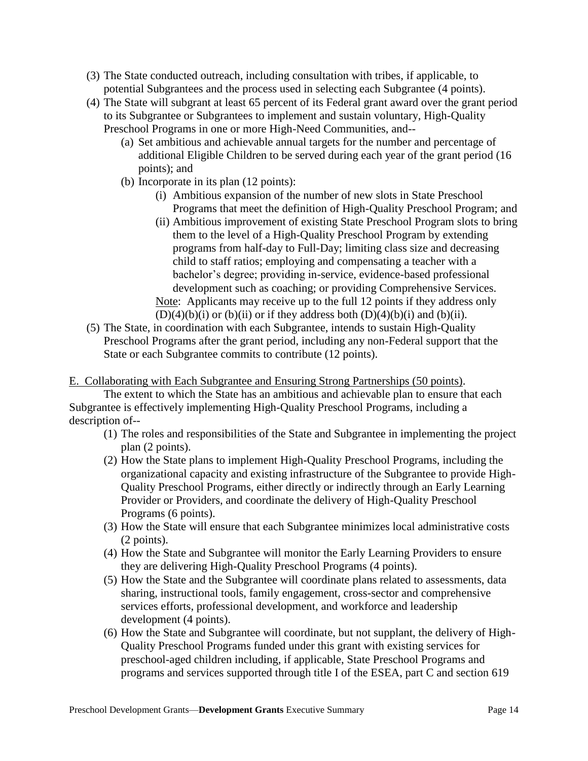(3) The State conducted outreach, including consultation with tribes, if applicable, to potential Subgrantees and the process used in selecting each Subgrantee (4 points).

(4) The State will subgrant at least 65 percent of its Federal grant award over the grant period to its Subgrantee or Subgrantees to implement and sustain voluntary, High-Quality Preschool Programs in one or more High-Need Communities, and--

   (a) Set ambitious and achievable annual targets for the number and percentage of additional Eligible Children to be served during each year of the grant period (16 points); and

   (b) Incorporate in its plan (12 points):

      (i) Ambitious expansion of the number of new slots in State Preschool Programs that meet the definition of High-Quality Preschool Program; and

      (ii) Ambitious improvement of existing State Preschool Program slots to bring them to the level of a High-Quality Preschool Program by extending programs from half-day to Full-Day; limiting class size and decreasing child to staff ratios; employing and compensating a teacher with a bachelor's degree; providing in-service, evidence-based professional development such as coaching; or providing Comprehensive Services.

      Note: Applicants may receive up to the full 12 points if they address only (D)(4)(b)(i) or (b)(ii) or if they address both (D)(4)(b)(i) and (b)(ii).

(5) The State, in coordination with each Subgrantee, intends to sustain High-Quality Preschool Programs after the grant period, including any non-Federal support that the State or each Subgrantee commits to contribute (12 points).

E. Collaborating with Each Subgrantee and Ensuring Strong Partnerships (50 points).

The extent to which the State has an ambitious and achievable plan to ensure that each Subgrantee is effectively implementing High-Quality Preschool Programs, including a description of--

(1) The roles and responsibilities of the State and Subgrantee in implementing the project plan (2 points).

(2) How the State plans to implement High-Quality Preschool Programs, including the organizational capacity and existing infrastructure of the Subgrantee to provide High-Quality Preschool Programs, either directly or indirectly through an Early Learning Provider or Providers, and coordinate the delivery of High-Quality Preschool Programs (6 points).

(3) How the State will ensure that each Subgrantee minimizes local administrative costs (2 points).

(4) How the State and Subgrantee will monitor the Early Learning Providers to ensure they are delivering High-Quality Preschool Programs (4 points).

(5) How the State and the Subgrantee will coordinate plans related to assessments, data sharing, instructional tools, family engagement, cross-sector and comprehensive services efforts, professional development, and workforce and leadership development (4 points).

(6) How the State and Subgrantee will coordinate, but not supplant, the delivery of High-Quality Preschool Programs funded under this grant with existing services for preschool-aged children including, if applicable, State Preschool Programs and programs and services supported through title I of the ESEA, part C and section 619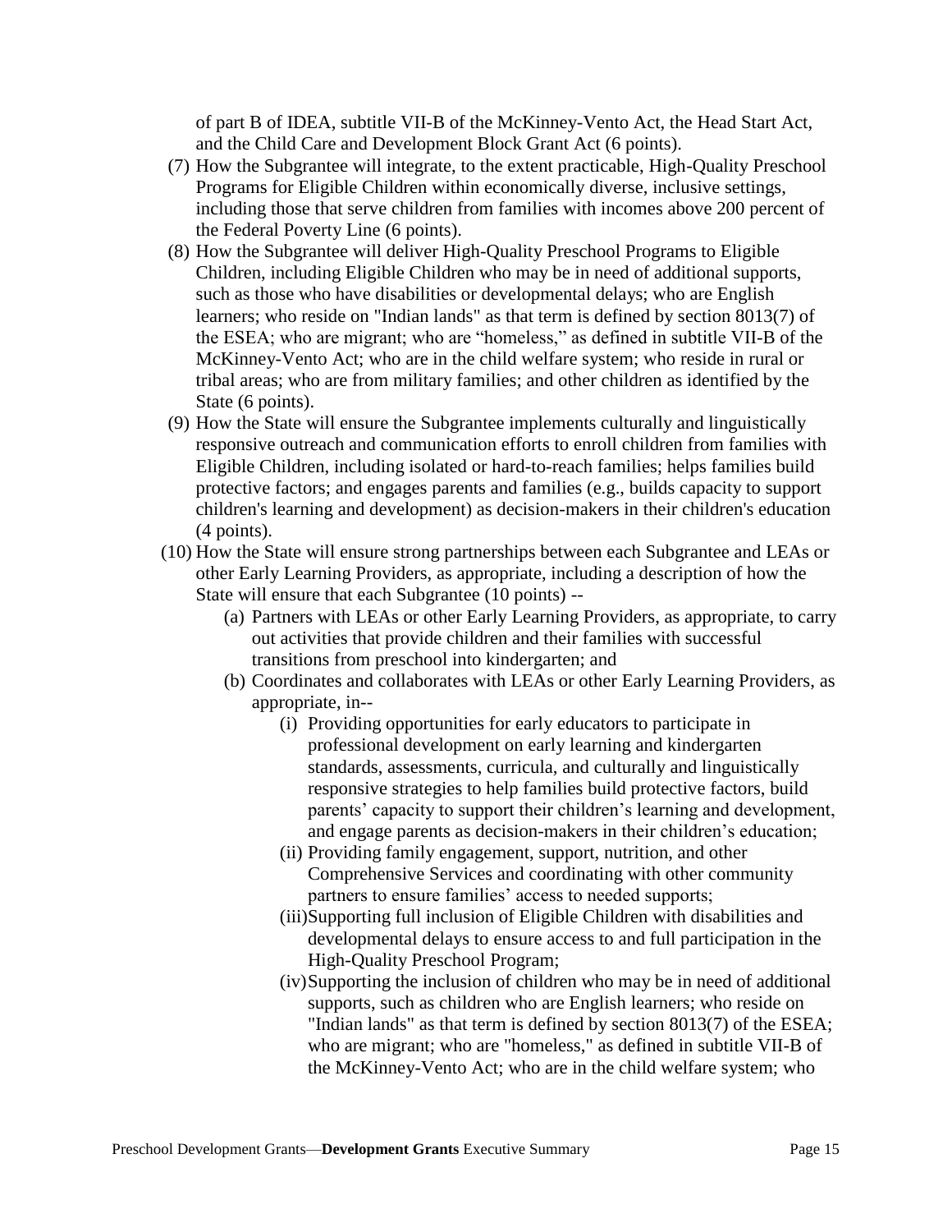of part B of IDEA, subtitle VII-B of the McKinney-Vento Act, the Head Start Act, and the Child Care and Development Block Grant Act (6 points).

(7) How the Subgrantee will integrate, to the extent practicable, High-Quality Preschool Programs for Eligible Children within economically diverse, inclusive settings, including those that serve children from families with incomes above 200 percent of the Federal Poverty Line (6 points).

(8) How the Subgrantee will deliver High-Quality Preschool Programs to Eligible Children, including Eligible Children who may be in need of additional supports, such as those who have disabilities or developmental delays; who are English learners; who reside on "Indian lands" as that term is defined by section 8013(7) of the ESEA; who are migrant; who are "homeless," as defined in subtitle VII-B of the McKinney-Vento Act; who are in the child welfare system; who reside in rural or tribal areas; who are from military families; and other children as identified by the State (6 points).

(9) How the State will ensure the Subgrantee implements culturally and linguistically responsive outreach and communication efforts to enroll children from families with Eligible Children, including isolated or hard-to-reach families; helps families build protective factors; and engages parents and families (e.g., builds capacity to support children's learning and development) as decision-makers in their children's education (4 points).

(10) How the State will ensure strong partnerships between each Subgrantee and LEAs or other Early Learning Providers, as appropriate, including a description of how the State will ensure that each Subgrantee (10 points) --

   (a) Partners with LEAs or other Early Learning Providers, as appropriate, to carry out activities that provide children and their families with successful transitions from preschool into kindergarten; and

   (b) Coordinates and collaborates with LEAs or other Early Learning Providers, as appropriate, in--

      (i) Providing opportunities for early educators to participate in professional development on early learning and kindergarten standards, assessments, curricula, and culturally and linguistically responsive strategies to help families build protective factors, build parents' capacity to support their children's learning and development, and engage parents as decision-makers in their children's education;

      (ii) Providing family engagement, support, nutrition, and other Comprehensive Services and coordinating with other community partners to ensure families' access to needed supports;

      (iii) Supporting full inclusion of Eligible Children with disabilities and developmental delays to ensure access to and full participation in the High-Quality Preschool Program;

      (iv) Supporting the inclusion of children who may be in need of additional supports, such as children who are English learners; who reside on "Indian lands" as that term is defined by section 8013(7) of the ESEA; who are migrant; who are "homeless," as defined in subtitle VII-B of the McKinney-Vento Act; who are in the child welfare system; who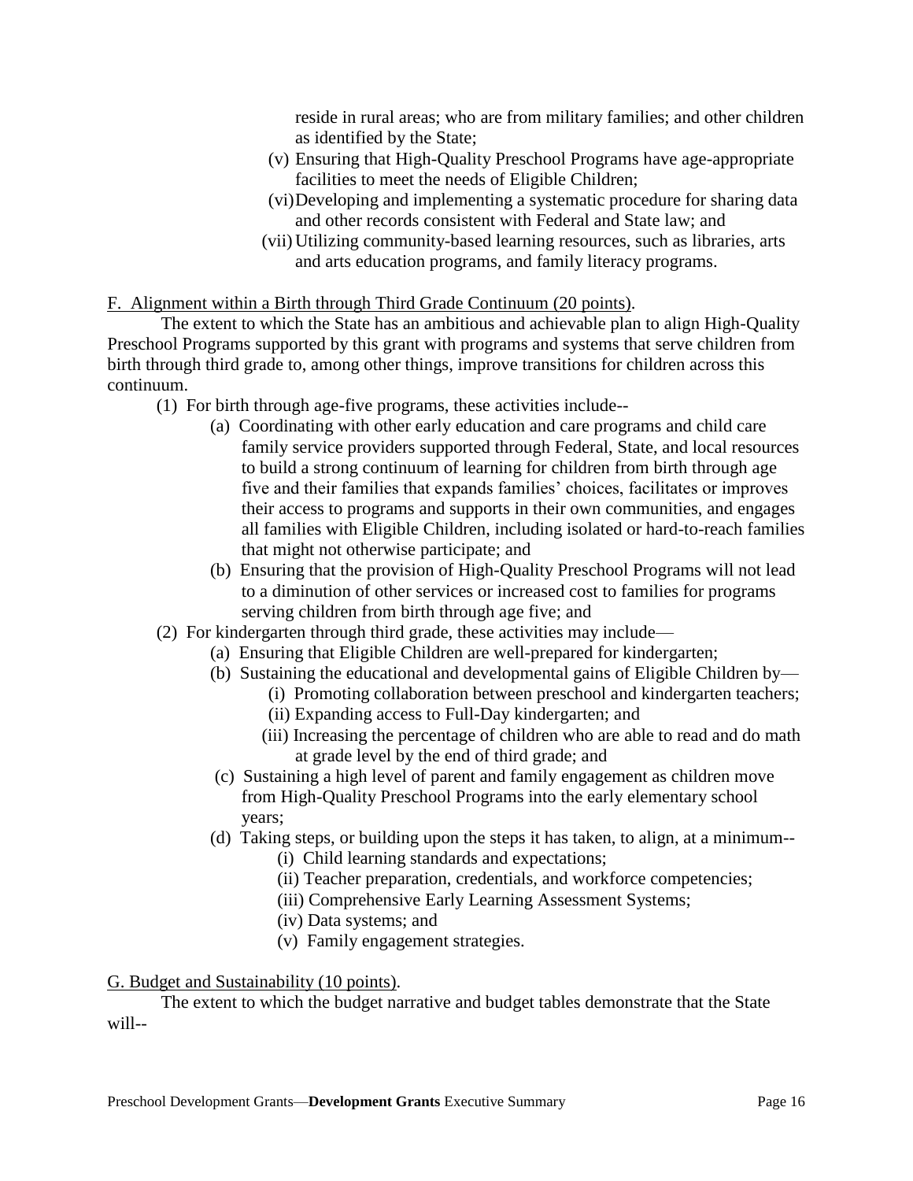reside in rural areas; who are from military families; and other children as identified by the State;

(v) Ensuring that High-Quality Preschool Programs have age-appropriate facilities to meet the needs of Eligible Children;

(vi) Developing and implementing a systematic procedure for sharing data and other records consistent with Federal and State law; and

(vii) Utilizing community-based learning resources, such as libraries, arts and arts education programs, and family literacy programs.

F. Alignment within a Birth through Third Grade Continuum (20 points).

The extent to which the State has an ambitious and achievable plan to align High-Quality Preschool Programs supported by this grant with programs and systems that serve children from birth through third grade to, among other things, improve transitions for children across this continuum.

- (1) For birth through age-five programs, these activities include--
  - (a) Coordinating with other early education and care programs and child care family service providers supported through Federal, State, and local resources to build a strong continuum of learning for children from birth through age five and their families that expands families' choices, facilitates or improves their access to programs and supports in their own communities, and engages all families with Eligible Children, including isolated or hard-to-reach families that might not otherwise participate; and
  - (b) Ensuring that the provision of High-Quality Preschool Programs will not lead to a diminution of other services or increased cost to families for programs serving children from birth through age five; and
- (2) For kindergarten through third grade, these activities may include—
  - (a) Ensuring that Eligible Children are well-prepared for kindergarten;
  - (b) Sustaining the educational and developmental gains of Eligible Children by—
    - (i) Promoting collaboration between preschool and kindergarten teachers;
    - (ii) Expanding access to Full-Day kindergarten; and
    - (iii) Increasing the percentage of children who are able to read and do math at grade level by the end of third grade; and
  - (c) Sustaining a high level of parent and family engagement as children move from High-Quality Preschool Programs into the early elementary school years;
  - (d) Taking steps, or building upon the steps it has taken, to align, at a minimum--
    - (i) Child learning standards and expectations;
    - (ii) Teacher preparation, credentials, and workforce competencies;
    - (iii) Comprehensive Early Learning Assessment Systems;
    - (iv) Data systems; and
    - (v) Family engagement strategies.

G. Budget and Sustainability (10 points).

The extent to which the budget narrative and budget tables demonstrate that the State will--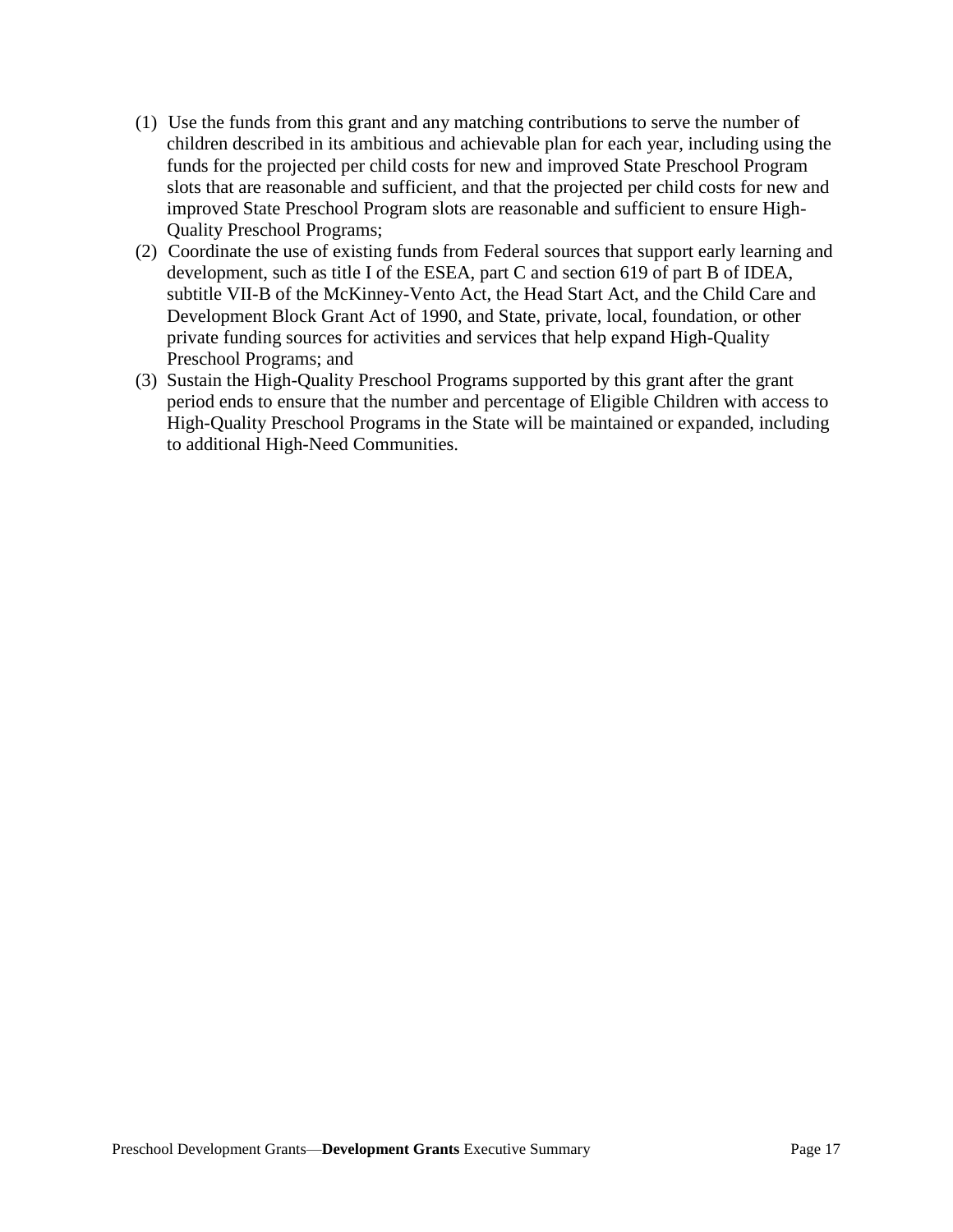(1) Use the funds from this grant and any matching contributions to serve the number of children described in its ambitious and achievable plan for each year, including using the funds for the projected per child costs for new and improved State Preschool Program slots that are reasonable and sufficient, and that the projected per child costs for new and improved State Preschool Program slots are reasonable and sufficient to ensure High-Quality Preschool Programs;

(2) Coordinate the use of existing funds from Federal sources that support early learning and development, such as title I of the ESEA, part C and section 619 of part B of IDEA, subtitle VII-B of the McKinney-Vento Act, the Head Start Act, and the Child Care and Development Block Grant Act of 1990, and State, private, local, foundation, or other private funding sources for activities and services that help expand High-Quality Preschool Programs; and

(3) Sustain the High-Quality Preschool Programs supported by this grant after the grant period ends to ensure that the number and percentage of Eligible Children with access to High-Quality Preschool Programs in the State will be maintained or expanded, including to additional High-Need Communities.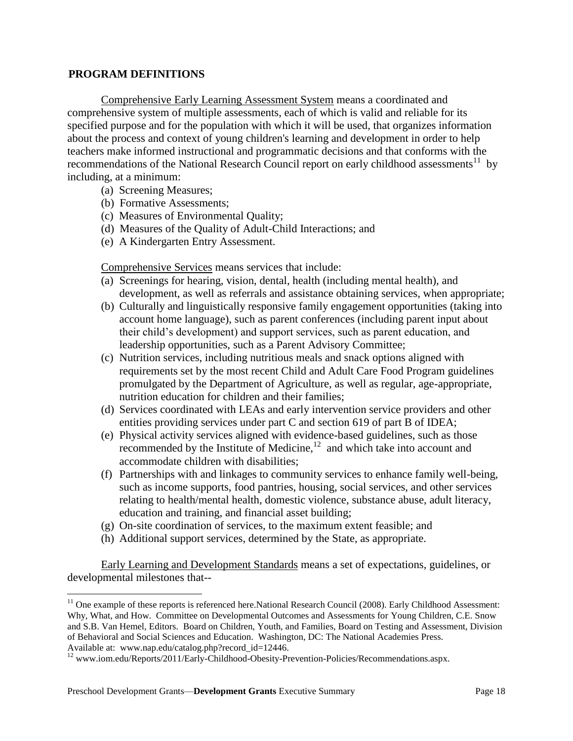## PROGRAM DEFINITIONS

Comprehensive Early Learning Assessment System means a coordinated and comprehensive system of multiple assessments, each of which is valid and reliable for its specified purpose and for the population with which it will be used, that organizes information about the process and context of young children's learning and development in order to help teachers make informed instructional and programmatic decisions and that conforms with the recommendations of the National Research Council report on early childhood assessments[11] by including, at a minimum:

(a) Screening Measures;
(b) Formative Assessments;
(c) Measures of Environmental Quality;
(d) Measures of the Quality of Adult-Child Interactions; and
(e) A Kindergarten Entry Assessment.

Comprehensive Services means services that include:

(a) Screenings for hearing, vision, dental, health (including mental health), and development, as well as referrals and assistance obtaining services, when appropriate;
(b) Culturally and linguistically responsive family engagement opportunities (taking into account home language), such as parent conferences (including parent input about their child's development) and support services, such as parent education, and leadership opportunities, such as a Parent Advisory Committee;
(c) Nutrition services, including nutritious meals and snack options aligned with requirements set by the most recent Child and Adult Care Food Program guidelines promulgated by the Department of Agriculture, as well as regular, age-appropriate, nutrition education for children and their families;
(d) Services coordinated with LEAs and early intervention service providers and other entities providing services under part C and section 619 of part B of IDEA;
(e) Physical activity services aligned with evidence-based guidelines, such as those recommended by the Institute of Medicine,[12] and which take into account and accommodate children with disabilities;
(f) Partnerships with and linkages to community services to enhance family well-being, such as income supports, food pantries, housing, social services, and other services relating to health/mental health, domestic violence, substance abuse, adult literacy, education and training, and financial asset building;
(g) On-site coordination of services, to the maximum extent feasible; and
(h) Additional support services, determined by the State, as appropriate.

Early Learning and Development Standards means a set of expectations, guidelines, or developmental milestones that--

---

[11] One example of these reports is referenced here.National Research Council (2008). Early Childhood Assessment: Why, What, and How. Committee on Developmental Outcomes and Assessments for Young Children, C.E. Snow and S.B. Van Hemel, Editors. Board on Children, Youth, and Families, Board on Testing and Assessment, Division of Behavioral and Social Sciences and Education. Washington, DC: The National Academies Press. Available at: www.nap.edu/catalog.php?record_id=12446.

[12] www.iom.edu/Reports/2011/Early-Childhood-Obesity-Prevention-Policies/Recommendations.aspx.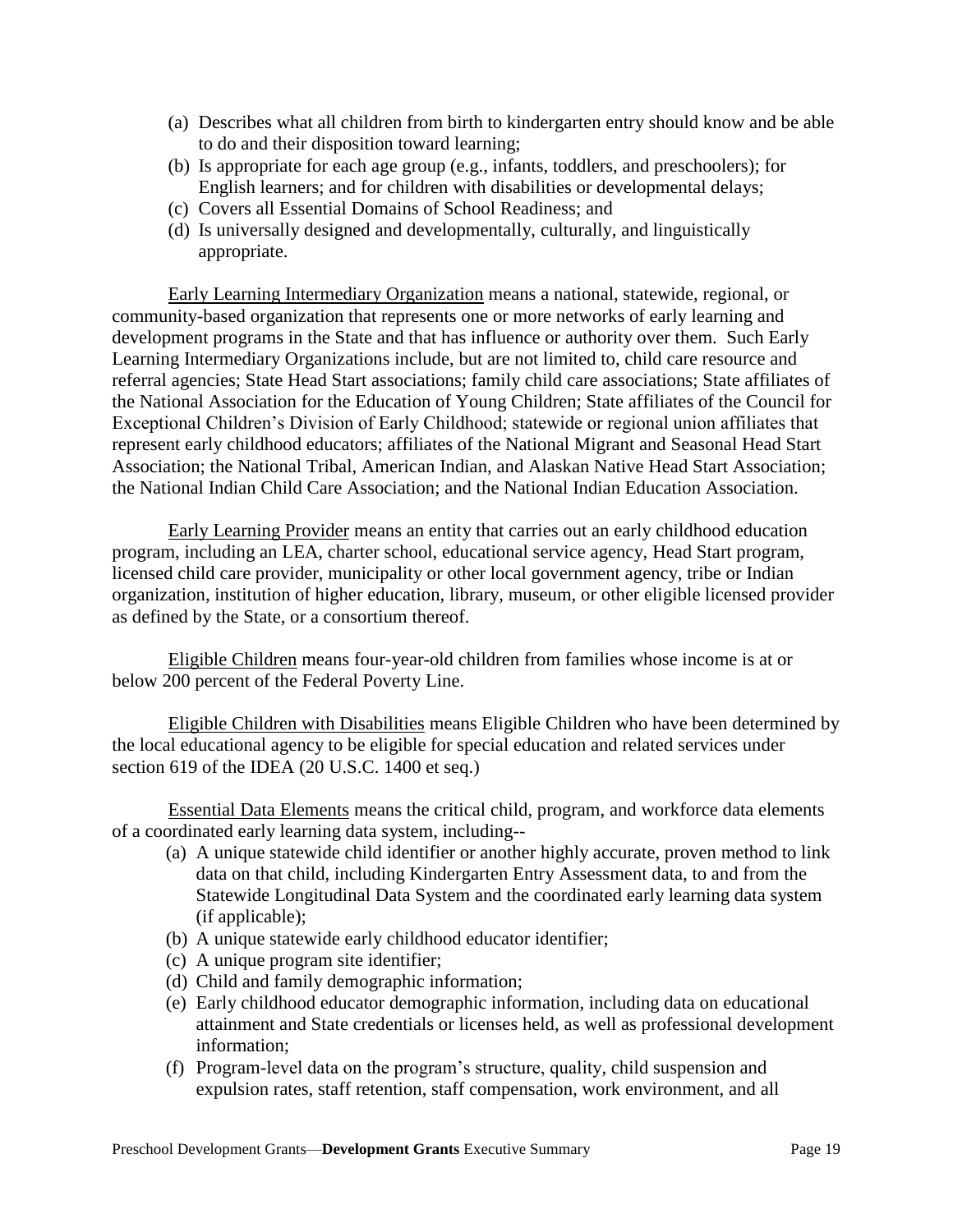(a) Describes what all children from birth to kindergarten entry should know and be able to do and their disposition toward learning;
(b) Is appropriate for each age group (e.g., infants, toddlers, and preschoolers); for English learners; and for children with disabilities or developmental delays;
(c) Covers all Essential Domains of School Readiness; and
(d) Is universally designed and developmentally, culturally, and linguistically appropriate.

Early Learning Intermediary Organization means a national, statewide, regional, or community-based organization that represents one or more networks of early learning and development programs in the State and that has influence or authority over them. Such Early Learning Intermediary Organizations include, but are not limited to, child care resource and referral agencies; State Head Start associations; family child care associations; State affiliates of the National Association for the Education of Young Children; State affiliates of the Council for Exceptional Children's Division of Early Childhood; statewide or regional union affiliates that represent early childhood educators; affiliates of the National Migrant and Seasonal Head Start Association; the National Tribal, American Indian, and Alaskan Native Head Start Association; the National Indian Child Care Association; and the National Indian Education Association.

Early Learning Provider means an entity that carries out an early childhood education program, including an LEA, charter school, educational service agency, Head Start program, licensed child care provider, municipality or other local government agency, tribe or Indian organization, institution of higher education, library, museum, or other eligible licensed provider as defined by the State, or a consortium thereof.

Eligible Children means four-year-old children from families whose income is at or below 200 percent of the Federal Poverty Line.

Eligible Children with Disabilities means Eligible Children who have been determined by the local educational agency to be eligible for special education and related services under section 619 of the IDEA (20 U.S.C. 1400 et seq.)

Essential Data Elements means the critical child, program, and workforce data elements of a coordinated early learning data system, including--

(a) A unique statewide child identifier or another highly accurate, proven method to link data on that child, including Kindergarten Entry Assessment data, to and from the Statewide Longitudinal Data System and the coordinated early learning data system (if applicable);
(b) A unique statewide early childhood educator identifier;
(c) A unique program site identifier;
(d) Child and family demographic information;
(e) Early childhood educator demographic information, including data on educational attainment and State credentials or licenses held, as well as professional development information;
(f) Program-level data on the program's structure, quality, child suspension and expulsion rates, staff retention, staff compensation, work environment, and all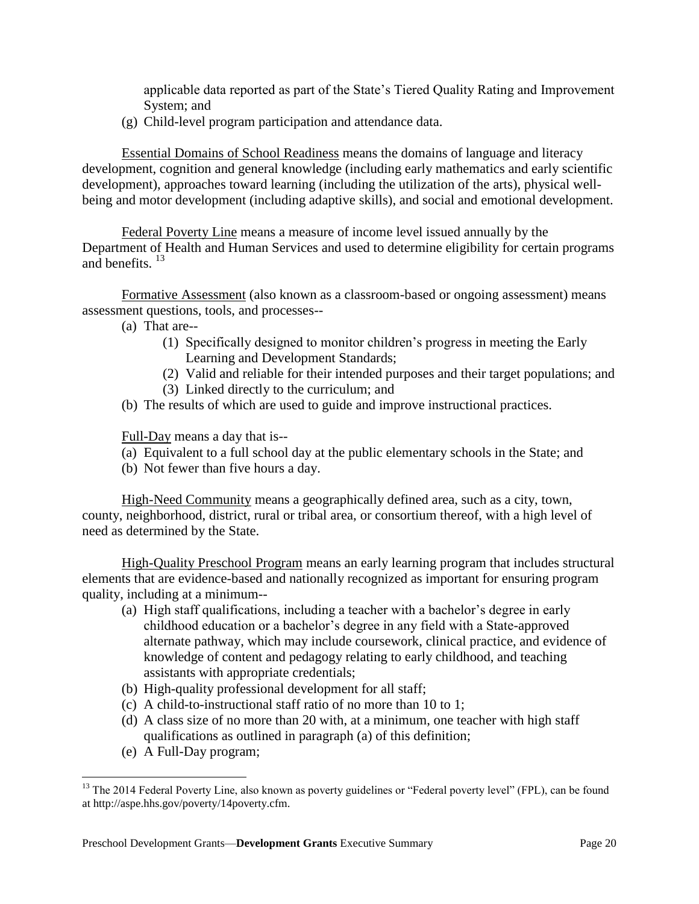applicable data reported as part of the State's Tiered Quality Rating and Improvement System; and

(g) Child-level program participation and attendance data.

Essential Domains of School Readiness means the domains of language and literacy development, cognition and general knowledge (including early mathematics and early scientific development), approaches toward learning (including the utilization of the arts), physical well-being and motor development (including adaptive skills), and social and emotional development.

Federal Poverty Line means a measure of income level issued annually by the Department of Health and Human Services and used to determine eligibility for certain programs and benefits. [13]

Formative Assessment (also known as a classroom-based or ongoing assessment) means assessment questions, tools, and processes--

(a) That are--
   (1) Specifically designed to monitor children's progress in meeting the Early Learning and Development Standards;
   (2) Valid and reliable for their intended purposes and their target populations; and
   (3) Linked directly to the curriculum; and

(b) The results of which are used to guide and improve instructional practices.

Full-Day means a day that is--

(a) Equivalent to a full school day at the public elementary schools in the State; and
(b) Not fewer than five hours a day.

High-Need Community means a geographically defined area, such as a city, town, county, neighborhood, district, rural or tribal area, or consortium thereof, with a high level of need as determined by the State.

High-Quality Preschool Program means an early learning program that includes structural elements that are evidence-based and nationally recognized as important for ensuring program quality, including at a minimum--

(a) High staff qualifications, including a teacher with a bachelor's degree in early childhood education or a bachelor's degree in any field with a State-approved alternate pathway, which may include coursework, clinical practice, and evidence of knowledge of content and pedagogy relating to early childhood, and teaching assistants with appropriate credentials;
(b) High-quality professional development for all staff;
(c) A child-to-instructional staff ratio of no more than 10 to 1;
(d) A class size of no more than 20 with, at a minimum, one teacher with high staff qualifications as outlined in paragraph (a) of this definition;
(e) A Full-Day program;

[13] The 2014 Federal Poverty Line, also known as poverty guidelines or "Federal poverty level" (FPL), can be found at http://aspe.hhs.gov/poverty/14poverty.cfm.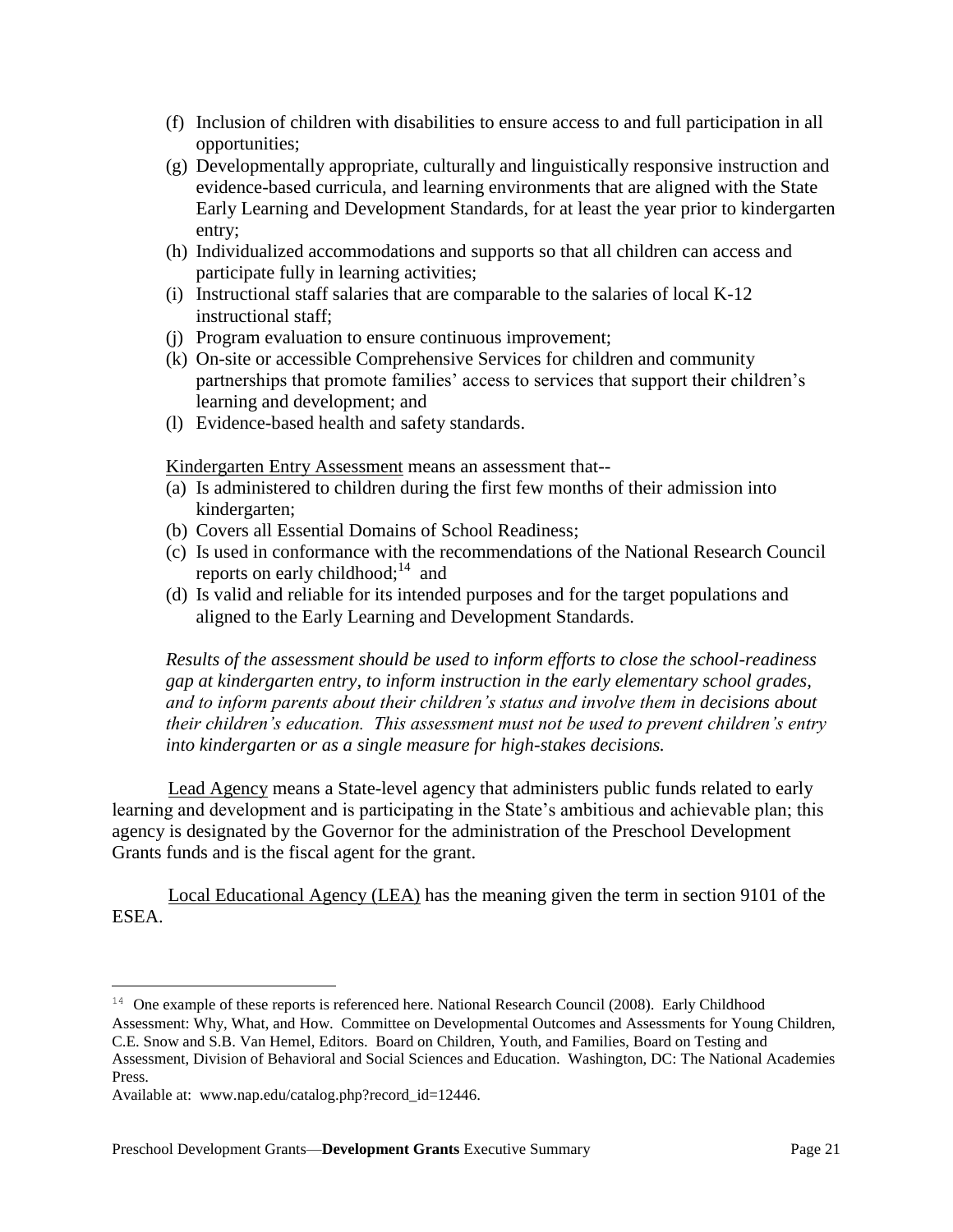(f) Inclusion of children with disabilities to ensure access to and full participation in all opportunities;
(g) Developmentally appropriate, culturally and linguistically responsive instruction and evidence-based curricula, and learning environments that are aligned with the State Early Learning and Development Standards, for at least the year prior to kindergarten entry;
(h) Individualized accommodations and supports so that all children can access and participate fully in learning activities;
(i) Instructional staff salaries that are comparable to the salaries of local K-12 instructional staff;
(j) Program evaluation to ensure continuous improvement;
(k) On-site or accessible Comprehensive Services for children and community partnerships that promote families' access to services that support their children's learning and development; and
(l) Evidence-based health and safety standards.

Kindergarten Entry Assessment means an assessment that--

(a) Is administered to children during the first few months of their admission into kindergarten;
(b) Covers all Essential Domains of School Readiness;
(c) Is used in conformance with the recommendations of the National Research Council reports on early childhood;[14] and
(d) Is valid and reliable for its intended purposes and for the target populations and aligned to the Early Learning and Development Standards.

*Results of the assessment should be used to inform efforts to close the school-readiness gap at kindergarten entry, to inform instruction in the early elementary school grades, and to inform parents about their children's status and involve them in decisions about their children's education. This assessment must not be used to prevent children's entry into kindergarten or as a single measure for high-stakes decisions.*

Lead Agency means a State-level agency that administers public funds related to early learning and development and is participating in the State's ambitious and achievable plan; this agency is designated by the Governor for the administration of the Preschool Development Grants funds and is the fiscal agent for the grant.

Local Educational Agency (LEA) has the meaning given the term in section 9101 of the ESEA.

---

[14] One example of these reports is referenced here. National Research Council (2008). Early Childhood Assessment: Why, What, and How. Committee on Developmental Outcomes and Assessments for Young Children, C.E. Snow and S.B. Van Hemel, Editors. Board on Children, Youth, and Families, Board on Testing and Assessment, Division of Behavioral and Social Sciences and Education. Washington, DC: The National Academies Press.
Available at: www.nap.edu/catalog.php?record_id=12446.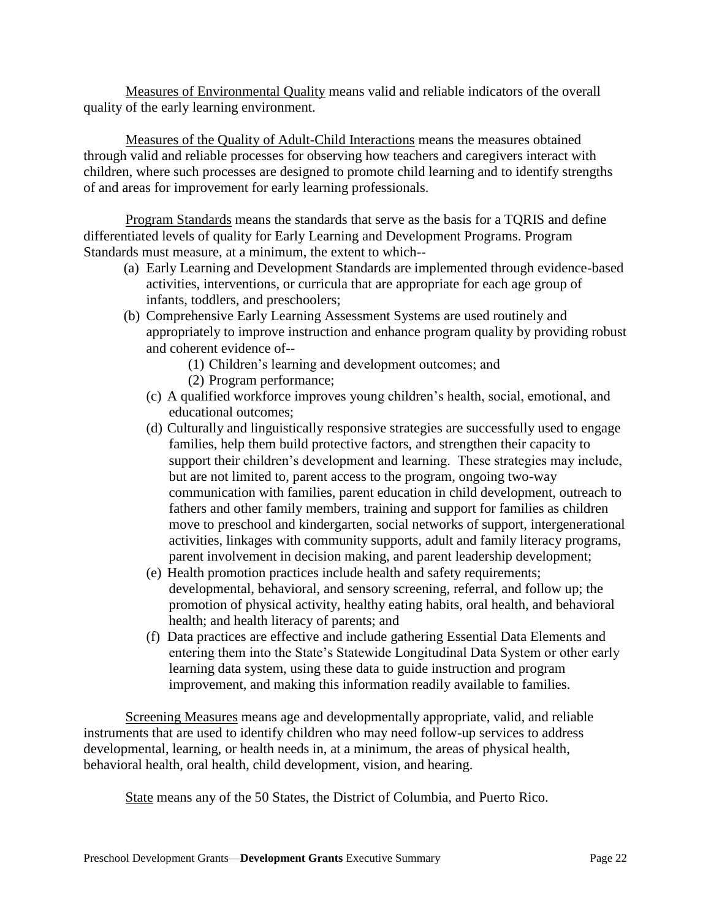Measures of Environmental Quality means valid and reliable indicators of the overall quality of the early learning environment.

Measures of the Quality of Adult-Child Interactions means the measures obtained through valid and reliable processes for observing how teachers and caregivers interact with children, where such processes are designed to promote child learning and to identify strengths of and areas for improvement for early learning professionals.

Program Standards means the standards that serve as the basis for a TQRIS and define differentiated levels of quality for Early Learning and Development Programs. Program Standards must measure, at a minimum, the extent to which--

(a) Early Learning and Development Standards are implemented through evidence-based activities, interventions, or curricula that are appropriate for each age group of infants, toddlers, and preschoolers;

(b) Comprehensive Early Learning Assessment Systems are used routinely and appropriately to improve instruction and enhance program quality by providing robust and coherent evidence of--

   (1) Children's learning and development outcomes; and

   (2) Program performance;

(c) A qualified workforce improves young children's health, social, emotional, and educational outcomes;

(d) Culturally and linguistically responsive strategies are successfully used to engage families, help them build protective factors, and strengthen their capacity to support their children's development and learning. These strategies may include, but are not limited to, parent access to the program, ongoing two-way communication with families, parent education in child development, outreach to fathers and other family members, training and support for families as children move to preschool and kindergarten, social networks of support, intergenerational activities, linkages with community supports, adult and family literacy programs, parent involvement in decision making, and parent leadership development;

(e) Health promotion practices include health and safety requirements; developmental, behavioral, and sensory screening, referral, and follow up; the promotion of physical activity, healthy eating habits, oral health, and behavioral health; and health literacy of parents; and

(f) Data practices are effective and include gathering Essential Data Elements and entering them into the State's Statewide Longitudinal Data System or other early learning data system, using these data to guide instruction and program improvement, and making this information readily available to families.

Screening Measures means age and developmentally appropriate, valid, and reliable instruments that are used to identify children who may need follow-up services to address developmental, learning, or health needs in, at a minimum, the areas of physical health, behavioral health, oral health, child development, vision, and hearing.

State means any of the 50 States, the District of Columbia, and Puerto Rico.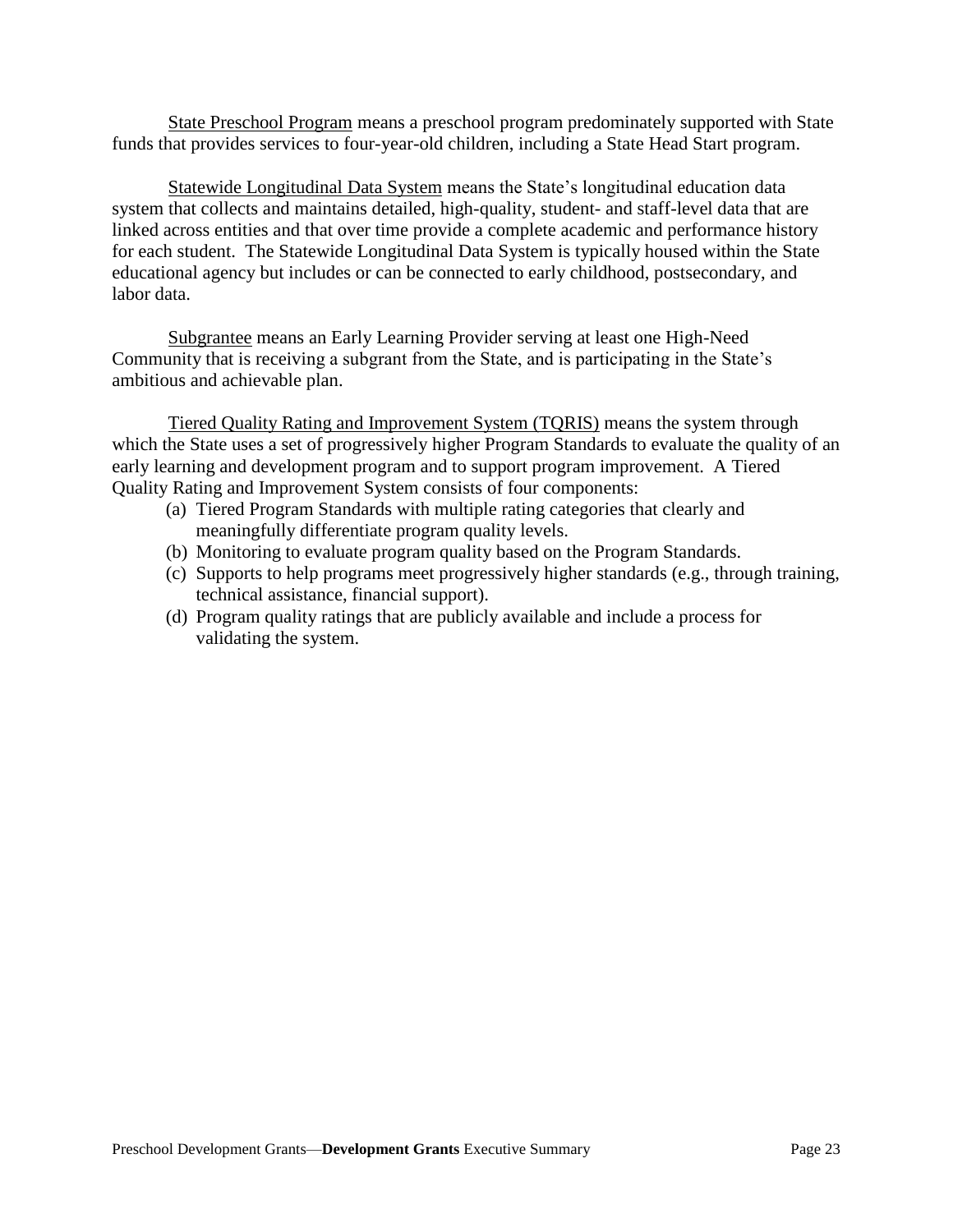<u>State Preschool Program</u> means a preschool program predominately supported with State funds that provides services to four-year-old children, including a State Head Start program.

<u>Statewide Longitudinal Data System</u> means the State's longitudinal education data system that collects and maintains detailed, high-quality, student- and staff-level data that are linked across entities and that over time provide a complete academic and performance history for each student. The Statewide Longitudinal Data System is typically housed within the State educational agency but includes or can be connected to early childhood, postsecondary, and labor data.

<u>Subgrantee</u> means an Early Learning Provider serving at least one High-Need Community that is receiving a subgrant from the State, and is participating in the State's ambitious and achievable plan.

<u>Tiered Quality Rating and Improvement System (TQRIS)</u> means the system through which the State uses a set of progressively higher Program Standards to evaluate the quality of an early learning and development program and to support program improvement. A Tiered Quality Rating and Improvement System consists of four components:

(a) Tiered Program Standards with multiple rating categories that clearly and meaningfully differentiate program quality levels.
(b) Monitoring to evaluate program quality based on the Program Standards.
(c) Supports to help programs meet progressively higher standards (e.g., through training, technical assistance, financial support).
(d) Program quality ratings that are publicly available and include a process for validating the system.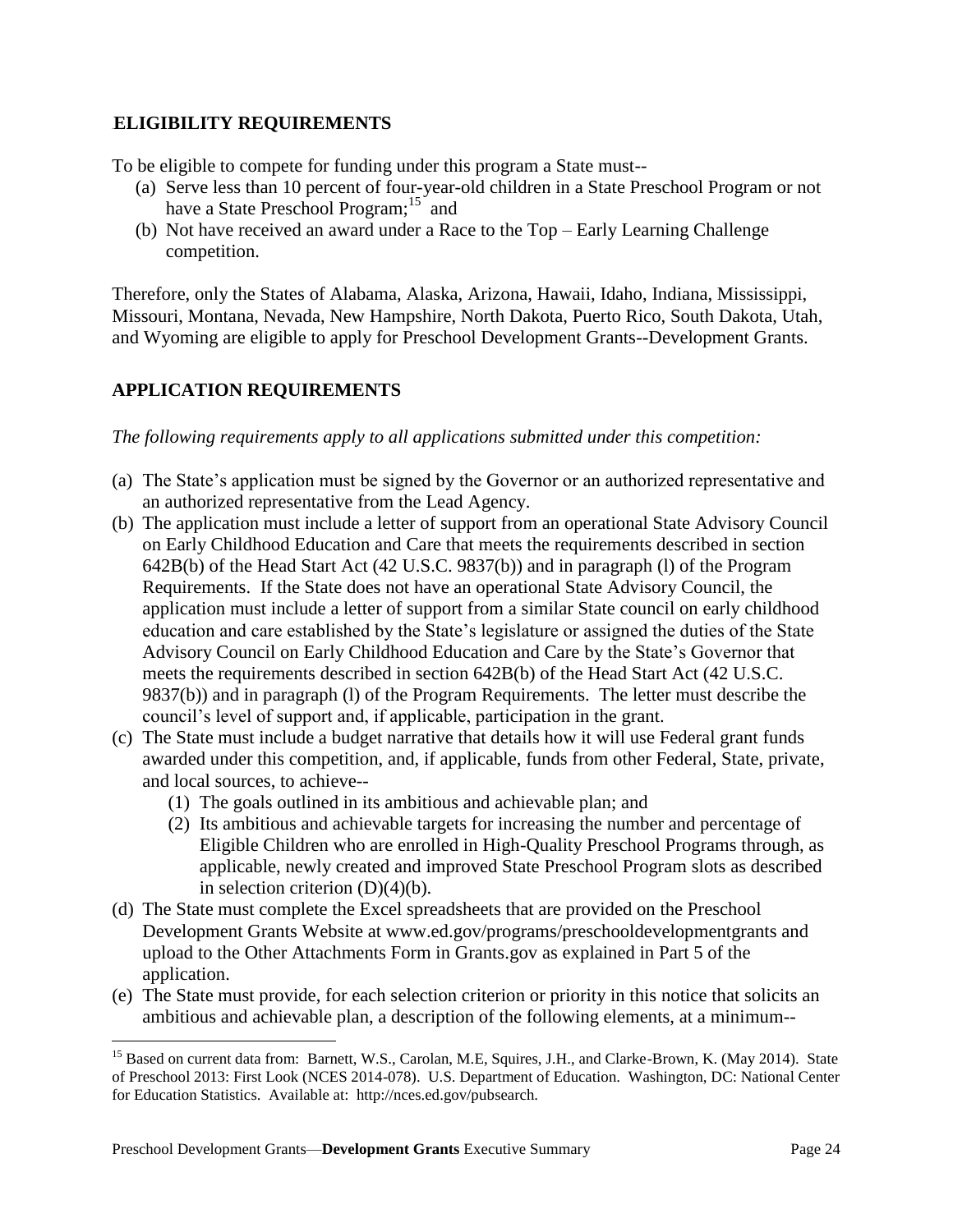## ELIGIBILITY REQUIREMENTS

To be eligible to compete for funding under this program a State must--

(a) Serve less than 10 percent of four-year-old children in a State Preschool Program or not have a State Preschool Program;[15] and
(b) Not have received an award under a Race to the Top – Early Learning Challenge competition.

Therefore, only the States of Alabama, Alaska, Arizona, Hawaii, Idaho, Indiana, Mississippi, Missouri, Montana, Nevada, New Hampshire, North Dakota, Puerto Rico, South Dakota, Utah, and Wyoming are eligible to apply for Preschool Development Grants--Development Grants.

## APPLICATION REQUIREMENTS

*The following requirements apply to all applications submitted under this competition:*

(a) The State's application must be signed by the Governor or an authorized representative and an authorized representative from the Lead Agency.
(b) The application must include a letter of support from an operational State Advisory Council on Early Childhood Education and Care that meets the requirements described in section 642B(b) of the Head Start Act (42 U.S.C. 9837(b)) and in paragraph (l) of the Program Requirements. If the State does not have an operational State Advisory Council, the application must include a letter of support from a similar State council on early childhood education and care established by the State's legislature or assigned the duties of the State Advisory Council on Early Childhood Education and Care by the State's Governor that meets the requirements described in section 642B(b) of the Head Start Act (42 U.S.C. 9837(b)) and in paragraph (l) of the Program Requirements. The letter must describe the council's level of support and, if applicable, participation in the grant.
(c) The State must include a budget narrative that details how it will use Federal grant funds awarded under this competition, and, if applicable, funds from other Federal, State, private, and local sources, to achieve--
    (1) The goals outlined in its ambitious and achievable plan; and
    (2) Its ambitious and achievable targets for increasing the number and percentage of Eligible Children who are enrolled in High-Quality Preschool Programs through, as applicable, newly created and improved State Preschool Program slots as described in selection criterion (D)(4)(b).
(d) The State must complete the Excel spreadsheets that are provided on the Preschool Development Grants Website at www.ed.gov/programs/preschooldevelopmentgrants and upload to the Other Attachments Form in Grants.gov as explained in Part 5 of the application.
(e) The State must provide, for each selection criterion or priority in this notice that solicits an ambitious and achievable plan, a description of the following elements, at a minimum--

[15] Based on current data from: Barnett, W.S., Carolan, M.E, Squires, J.H., and Clarke-Brown, K. (May 2014). State of Preschool 2013: First Look (NCES 2014-078). U.S. Department of Education. Washington, DC: National Center for Education Statistics. Available at: http://nces.ed.gov/pubsearch.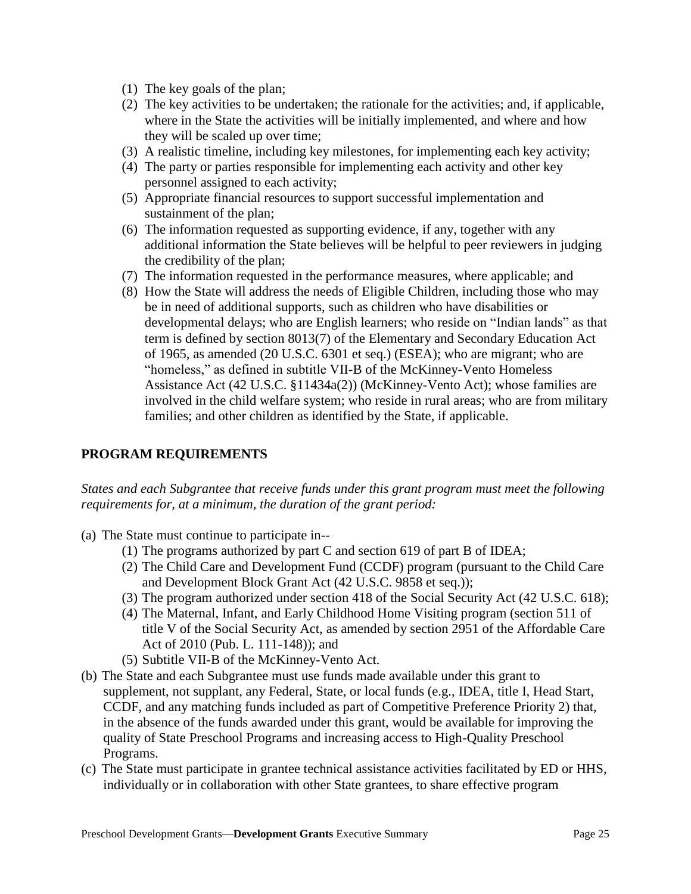(1) The key goals of the plan;
(2) The key activities to be undertaken; the rationale for the activities; and, if applicable, where in the State the activities will be initially implemented, and where and how they will be scaled up over time;
(3) A realistic timeline, including key milestones, for implementing each key activity;
(4) The party or parties responsible for implementing each activity and other key personnel assigned to each activity;
(5) Appropriate financial resources to support successful implementation and sustainment of the plan;
(6) The information requested as supporting evidence, if any, together with any additional information the State believes will be helpful to peer reviewers in judging the credibility of the plan;
(7) The information requested in the performance measures, where applicable; and
(8) How the State will address the needs of Eligible Children, including those who may be in need of additional supports, such as children who have disabilities or developmental delays; who are English learners; who reside on "Indian lands" as that term is defined by section 8013(7) of the Elementary and Secondary Education Act of 1965, as amended (20 U.S.C. 6301 et seq.) (ESEA); who are migrant; who are "homeless," as defined in subtitle VII-B of the McKinney-Vento Homeless Assistance Act (42 U.S.C. §11434a(2)) (McKinney-Vento Act); whose families are involved in the child welfare system; who reside in rural areas; who are from military families; and other children as identified by the State, if applicable.

## PROGRAM REQUIREMENTS

*States and each Subgrantee that receive funds under this grant program must meet the following requirements for, at a minimum, the duration of the grant period:*

(a) The State must continue to participate in--
   (1) The programs authorized by part C and section 619 of part B of IDEA;
   (2) The Child Care and Development Fund (CCDF) program (pursuant to the Child Care and Development Block Grant Act (42 U.S.C. 9858 et seq.));
   (3) The program authorized under section 418 of the Social Security Act (42 U.S.C. 618);
   (4) The Maternal, Infant, and Early Childhood Home Visiting program (section 511 of title V of the Social Security Act, as amended by section 2951 of the Affordable Care Act of 2010 (Pub. L. 111-148)); and
   (5) Subtitle VII-B of the McKinney-Vento Act.

(b) The State and each Subgrantee must use funds made available under this grant to supplement, not supplant, any Federal, State, or local funds (e.g., IDEA, title I, Head Start, CCDF, and any matching funds included as part of Competitive Preference Priority 2) that, in the absence of the funds awarded under this grant, would be available for improving the quality of State Preschool Programs and increasing access to High-Quality Preschool Programs.

(c) The State must participate in grantee technical assistance activities facilitated by ED or HHS, individually or in collaboration with other State grantees, to share effective program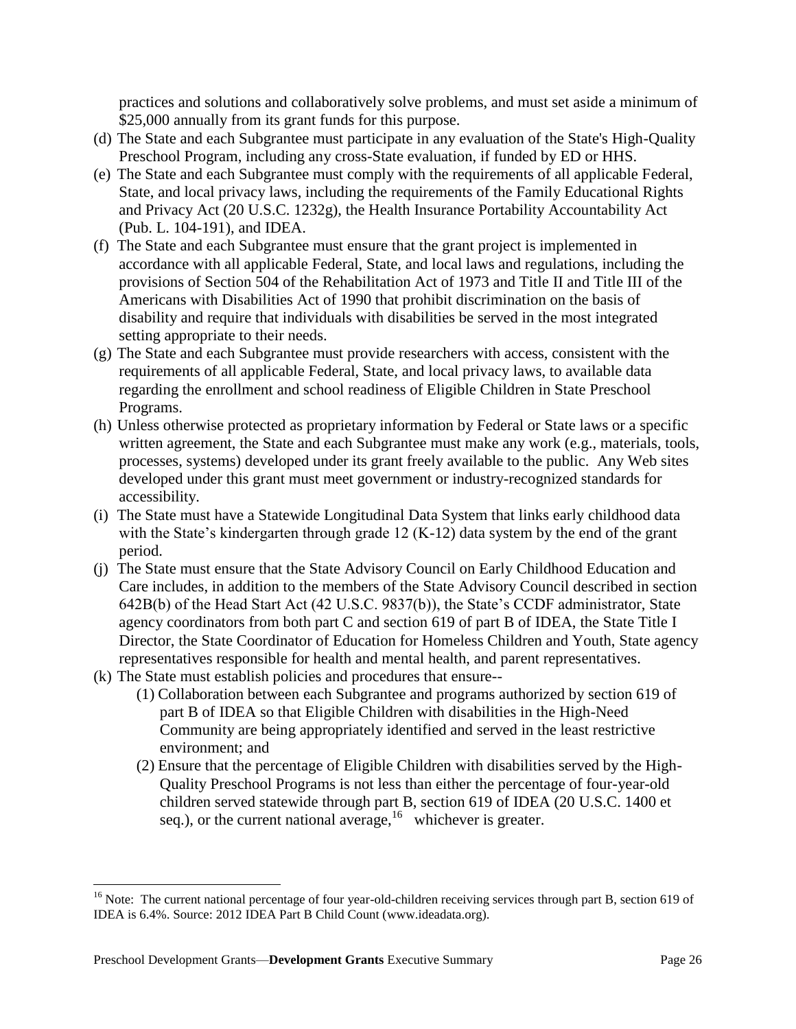practices and solutions and collaboratively solve problems, and must set aside a minimum of $25,000 annually from its grant funds for this purpose.

(d) The State and each Subgrantee must participate in any evaluation of the State's High-Quality Preschool Program, including any cross-State evaluation, if funded by ED or HHS.

(e) The State and each Subgrantee must comply with the requirements of all applicable Federal, State, and local privacy laws, including the requirements of the Family Educational Rights and Privacy Act (20 U.S.C. 1232g), the Health Insurance Portability Accountability Act (Pub. L. 104-191), and IDEA.

(f) The State and each Subgrantee must ensure that the grant project is implemented in accordance with all applicable Federal, State, and local laws and regulations, including the provisions of Section 504 of the Rehabilitation Act of 1973 and Title II and Title III of the Americans with Disabilities Act of 1990 that prohibit discrimination on the basis of disability and require that individuals with disabilities be served in the most integrated setting appropriate to their needs.

(g) The State and each Subgrantee must provide researchers with access, consistent with the requirements of all applicable Federal, State, and local privacy laws, to available data regarding the enrollment and school readiness of Eligible Children in State Preschool Programs.

(h) Unless otherwise protected as proprietary information by Federal or State laws or a specific written agreement, the State and each Subgrantee must make any work (e.g., materials, tools, processes, systems) developed under its grant freely available to the public. Any Web sites developed under this grant must meet government or industry-recognized standards for accessibility.

(i) The State must have a Statewide Longitudinal Data System that links early childhood data with the State's kindergarten through grade 12 (K-12) data system by the end of the grant period.

(j) The State must ensure that the State Advisory Council on Early Childhood Education and Care includes, in addition to the members of the State Advisory Council described in section 642B(b) of the Head Start Act (42 U.S.C. 9837(b)), the State's CCDF administrator, State agency coordinators from both part C and section 619 of part B of IDEA, the State Title I Director, the State Coordinator of Education for Homeless Children and Youth, State agency representatives responsible for health and mental health, and parent representatives.

(k) The State must establish policies and procedures that ensure--

  (1) Collaboration between each Subgrantee and programs authorized by section 619 of part B of IDEA so that Eligible Children with disabilities in the High-Need Community are being appropriately identified and served in the least restrictive environment; and

  (2) Ensure that the percentage of Eligible Children with disabilities served by the High-Quality Preschool Programs is not less than either the percentage of four-year-old children served statewide through part B, section 619 of IDEA (20 U.S.C. 1400 et seq.), or the current national average,[16] whichever is greater.

[16] Note: The current national percentage of four year-old-children receiving services through part B, section 619 of IDEA is 6.4%. Source: 2012 IDEA Part B Child Count (www.ideadata.org).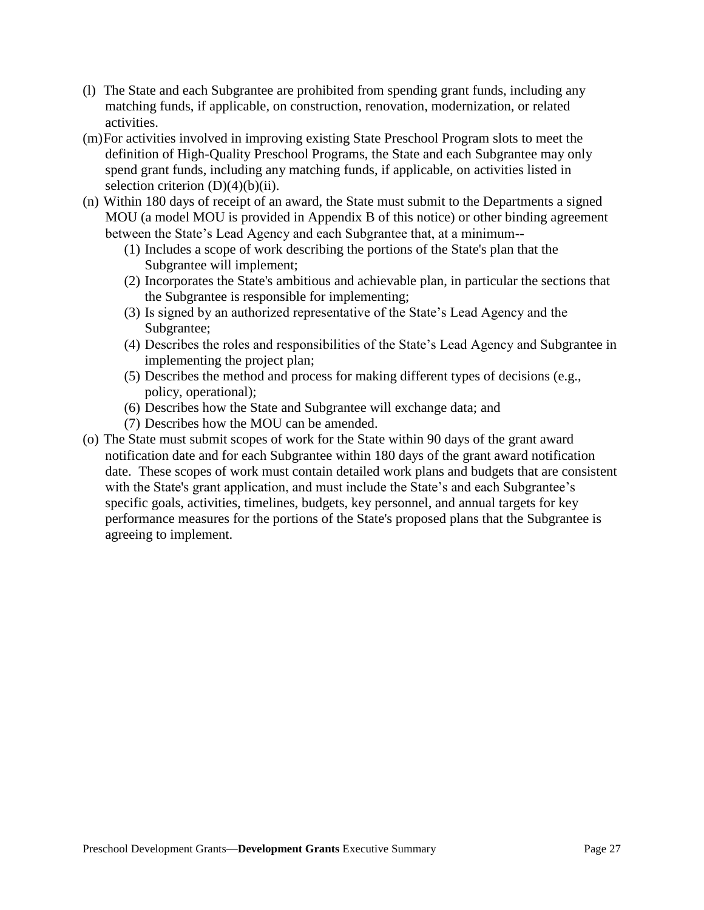(l) The State and each Subgrantee are prohibited from spending grant funds, including any matching funds, if applicable, on construction, renovation, modernization, or related activities.

(m) For activities involved in improving existing State Preschool Program slots to meet the definition of High-Quality Preschool Programs, the State and each Subgrantee may only spend grant funds, including any matching funds, if applicable, on activities listed in selection criterion (D)(4)(b)(ii).

(n) Within 180 days of receipt of an award, the State must submit to the Departments a signed MOU (a model MOU is provided in Appendix B of this notice) or other binding agreement between the State's Lead Agency and each Subgrantee that, at a minimum--

  (1) Includes a scope of work describing the portions of the State's plan that the Subgrantee will implement;
  (2) Incorporates the State's ambitious and achievable plan, in particular the sections that the Subgrantee is responsible for implementing;
  (3) Is signed by an authorized representative of the State's Lead Agency and the Subgrantee;
  (4) Describes the roles and responsibilities of the State's Lead Agency and Subgrantee in implementing the project plan;
  (5) Describes the method and process for making different types of decisions (e.g., policy, operational);
  (6) Describes how the State and Subgrantee will exchange data; and
  (7) Describes how the MOU can be amended.

(o) The State must submit scopes of work for the State within 90 days of the grant award notification date and for each Subgrantee within 180 days of the grant award notification date. These scopes of work must contain detailed work plans and budgets that are consistent with the State's grant application, and must include the State's and each Subgrantee's specific goals, activities, timelines, budgets, key personnel, and annual targets for key performance measures for the portions of the State's proposed plans that the Subgrantee is agreeing to implement.